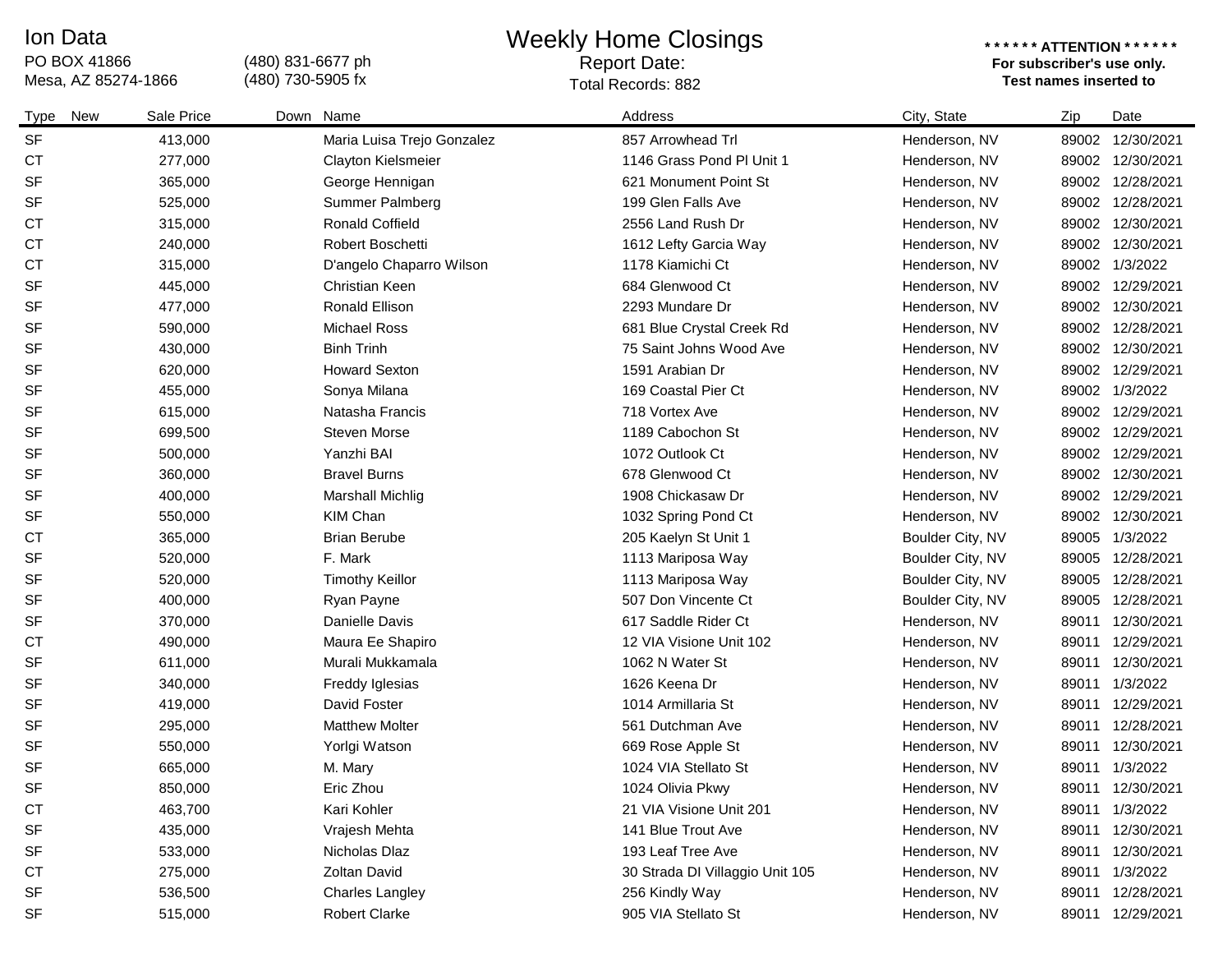Ion Data
PO BOX 41866
Mesa, AZ 85274-1866

(480) 831-6677 ph
(480) 730-5905 fx

# Weekly Home Closings

Report Date:
Total Records: 882

**\* \* \* \* \* \* ATTENTION \* \* \* \* \* \***
**For subscriber's use only.**
**Test names inserted to**

| Type | New | Sale Price | Down | Name | Address | City, State | Zip | Date |
|---|---|---|---|---|---|---|---|---|
| SF | | 413,000 | | Maria Luisa Trejo Gonzalez | 857 Arrowhead Trl | Henderson, NV | 89002 | 12/30/2021 |
| CT | | 277,000 | | Clayton Kielsmeier | 1146 Grass Pond Pl Unit 1 | Henderson, NV | 89002 | 12/30/2021 |
| SF | | 365,000 | | George Hennigan | 621 Monument Point St | Henderson, NV | 89002 | 12/28/2021 |
| SF | | 525,000 | | Summer Palmberg | 199 Glen Falls Ave | Henderson, NV | 89002 | 12/28/2021 |
| CT | | 315,000 | | Ronald Coffield | 2556 Land Rush Dr | Henderson, NV | 89002 | 12/30/2021 |
| CT | | 240,000 | | Robert Boschetti | 1612 Lefty Garcia Way | Henderson, NV | 89002 | 12/30/2021 |
| CT | | 315,000 | | D'angelo Chaparro Wilson | 1178 Kiamichi Ct | Henderson, NV | 89002 | 1/3/2022 |
| SF | | 445,000 | | Christian Keen | 684 Glenwood Ct | Henderson, NV | 89002 | 12/29/2021 |
| SF | | 477,000 | | Ronald Ellison | 2293 Mundare Dr | Henderson, NV | 89002 | 12/30/2021 |
| SF | | 590,000 | | Michael Ross | 681 Blue Crystal Creek Rd | Henderson, NV | 89002 | 12/28/2021 |
| SF | | 430,000 | | Binh Trinh | 75 Saint Johns Wood Ave | Henderson, NV | 89002 | 12/30/2021 |
| SF | | 620,000 | | Howard Sexton | 1591 Arabian Dr | Henderson, NV | 89002 | 12/29/2021 |
| SF | | 455,000 | | Sonya Milana | 169 Coastal Pier Ct | Henderson, NV | 89002 | 1/3/2022 |
| SF | | 615,000 | | Natasha Francis | 718 Vortex Ave | Henderson, NV | 89002 | 12/29/2021 |
| SF | | 699,500 | | Steven Morse | 1189 Cabochon St | Henderson, NV | 89002 | 12/29/2021 |
| SF | | 500,000 | | Yanzhi BAI | 1072 Outlook Ct | Henderson, NV | 89002 | 12/29/2021 |
| SF | | 360,000 | | Bravel Burns | 678 Glenwood Ct | Henderson, NV | 89002 | 12/30/2021 |
| SF | | 400,000 | | Marshall Michlig | 1908 Chickasaw Dr | Henderson, NV | 89002 | 12/29/2021 |
| SF | | 550,000 | | KIM Chan | 1032 Spring Pond Ct | Henderson, NV | 89002 | 12/30/2021 |
| CT | | 365,000 | | Brian Berube | 205 Kaelyn St Unit 1 | Boulder City, NV | 89005 | 1/3/2022 |
| SF | | 520,000 | | F. Mark | 1113 Mariposa Way | Boulder City, NV | 89005 | 12/28/2021 |
| SF | | 520,000 | | Timothy Keillor | 1113 Mariposa Way | Boulder City, NV | 89005 | 12/28/2021 |
| SF | | 400,000 | | Ryan Payne | 507 Don Vincente Ct | Boulder City, NV | 89005 | 12/28/2021 |
| SF | | 370,000 | | Danielle Davis | 617 Saddle Rider Ct | Henderson, NV | 89011 | 12/30/2021 |
| CT | | 490,000 | | Maura Ee Shapiro | 12 VIA Visione Unit 102 | Henderson, NV | 89011 | 12/29/2021 |
| SF | | 611,000 | | Murali Mukkamala | 1062 N Water St | Henderson, NV | 89011 | 12/30/2021 |
| SF | | 340,000 | | Freddy Iglesias | 1626 Keena Dr | Henderson, NV | 89011 | 1/3/2022 |
| SF | | 419,000 | | David Foster | 1014 Armillaria St | Henderson, NV | 89011 | 12/29/2021 |
| SF | | 295,000 | | Matthew Molter | 561 Dutchman Ave | Henderson, NV | 89011 | 12/28/2021 |
| SF | | 550,000 | | Yorlgi Watson | 669 Rose Apple St | Henderson, NV | 89011 | 12/30/2021 |
| SF | | 665,000 | | M. Mary | 1024 VIA Stellato St | Henderson, NV | 89011 | 1/3/2022 |
| SF | | 850,000 | | Eric Zhou | 1024 Olivia Pkwy | Henderson, NV | 89011 | 12/30/2021 |
| CT | | 463,700 | | Kari Kohler | 21 VIA Visione Unit 201 | Henderson, NV | 89011 | 1/3/2022 |
| SF | | 435,000 | | Vrajesh Mehta | 141 Blue Trout Ave | Henderson, NV | 89011 | 12/30/2021 |
| SF | | 533,000 | | Nicholas Dlaz | 193 Leaf Tree Ave | Henderson, NV | 89011 | 12/30/2021 |
| CT | | 275,000 | | Zoltan David | 30 Strada DI Villaggio Unit 105 | Henderson, NV | 89011 | 1/3/2022 |
| SF | | 536,500 | | Charles Langley | 256 Kindly Way | Henderson, NV | 89011 | 12/28/2021 |
| SF | | 515,000 | | Robert Clarke | 905 VIA Stellato St | Henderson, NV | 89011 | 12/29/2021 |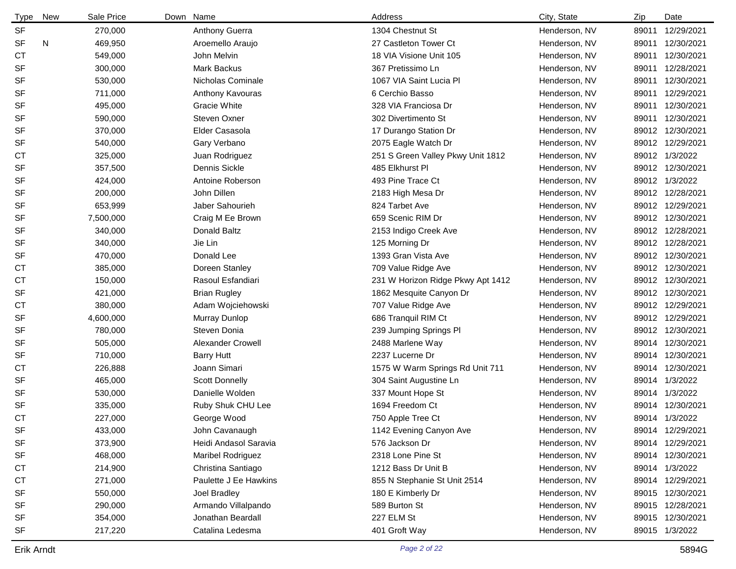| Type | New | Sale Price | Down | Name | Address | City, State | Zip | Date |
|---|---|---|---|---|---|---|---|---|
| SF | | 270,000 | | Anthony Guerra | 1304 Chestnut St | Henderson, NV | 89011 | 12/29/2021 |
| SF | N | 469,950 | | Aroemello Araujo | 27 Castleton Tower Ct | Henderson, NV | 89011 | 12/30/2021 |
| CT | | 549,000 | | John Melvin | 18 VIA Visione Unit 105 | Henderson, NV | 89011 | 12/30/2021 |
| SF | | 300,000 | | Mark Backus | 367 Pretissimo Ln | Henderson, NV | 89011 | 12/28/2021 |
| SF | | 530,000 | | Nicholas Cominale | 1067 VIA Saint Lucia Pl | Henderson, NV | 89011 | 12/30/2021 |
| SF | | 711,000 | | Anthony Kavouras | 6 Cerchio Basso | Henderson, NV | 89011 | 12/29/2021 |
| SF | | 495,000 | | Gracie White | 328 VIA Franciosa Dr | Henderson, NV | 89011 | 12/30/2021 |
| SF | | 590,000 | | Steven Oxner | 302 Divertimento St | Henderson, NV | 89011 | 12/30/2021 |
| SF | | 370,000 | | Elder Casasola | 17 Durango Station Dr | Henderson, NV | 89012 | 12/30/2021 |
| SF | | 540,000 | | Gary Verbano | 2075 Eagle Watch Dr | Henderson, NV | 89012 | 12/29/2021 |
| CT | | 325,000 | | Juan Rodriguez | 251 S Green Valley Pkwy Unit 1812 | Henderson, NV | 89012 | 1/3/2022 |
| SF | | 357,500 | | Dennis Sickle | 485 Elkhurst Pl | Henderson, NV | 89012 | 12/30/2021 |
| SF | | 424,000 | | Antoine Roberson | 493 Pine Trace Ct | Henderson, NV | 89012 | 1/3/2022 |
| SF | | 200,000 | | John Dillen | 2183 High Mesa Dr | Henderson, NV | 89012 | 12/28/2021 |
| SF | | 653,999 | | Jaber Sahourieh | 824 Tarbet Ave | Henderson, NV | 89012 | 12/29/2021 |
| SF | | 7,500,000 | | Craig M Ee Brown | 659 Scenic RIM Dr | Henderson, NV | 89012 | 12/30/2021 |
| SF | | 340,000 | | Donald Baltz | 2153 Indigo Creek Ave | Henderson, NV | 89012 | 12/28/2021 |
| SF | | 340,000 | | Jie Lin | 125 Morning Dr | Henderson, NV | 89012 | 12/28/2021 |
| SF | | 470,000 | | Donald Lee | 1393 Gran Vista Ave | Henderson, NV | 89012 | 12/30/2021 |
| CT | | 385,000 | | Doreen Stanley | 709 Value Ridge Ave | Henderson, NV | 89012 | 12/30/2021 |
| CT | | 150,000 | | Rasoul Esfandiari | 231 W Horizon Ridge Pkwy Apt 1412 | Henderson, NV | 89012 | 12/30/2021 |
| SF | | 421,000 | | Brian Rugley | 1862 Mesquite Canyon Dr | Henderson, NV | 89012 | 12/30/2021 |
| CT | | 380,000 | | Adam Wojciehowski | 707 Value Ridge Ave | Henderson, NV | 89012 | 12/29/2021 |
| SF | | 4,600,000 | | Murray Dunlop | 686 Tranquil RIM Ct | Henderson, NV | 89012 | 12/29/2021 |
| SF | | 780,000 | | Steven Donia | 239 Jumping Springs Pl | Henderson, NV | 89012 | 12/30/2021 |
| SF | | 505,000 | | Alexander Crowell | 2488 Marlene Way | Henderson, NV | 89014 | 12/30/2021 |
| SF | | 710,000 | | Barry Hutt | 2237 Lucerne Dr | Henderson, NV | 89014 | 12/30/2021 |
| CT | | 226,888 | | Joann Simari | 1575 W Warm Springs Rd Unit 711 | Henderson, NV | 89014 | 12/30/2021 |
| SF | | 465,000 | | Scott Donnelly | 304 Saint Augustine Ln | Henderson, NV | 89014 | 1/3/2022 |
| SF | | 530,000 | | Danielle Wolden | 337 Mount Hope St | Henderson, NV | 89014 | 1/3/2022 |
| SF | | 335,000 | | Ruby Shuk CHU Lee | 1694 Freedom Ct | Henderson, NV | 89014 | 12/30/2021 |
| CT | | 227,000 | | George Wood | 750 Apple Tree Ct | Henderson, NV | 89014 | 1/3/2022 |
| SF | | 433,000 | | John Cavanaugh | 1142 Evening Canyon Ave | Henderson, NV | 89014 | 12/29/2021 |
| SF | | 373,900 | | Heidi Andasol Saravia | 576 Jackson Dr | Henderson, NV | 89014 | 12/29/2021 |
| SF | | 468,000 | | Maribel Rodriguez | 2318 Lone Pine St | Henderson, NV | 89014 | 12/30/2021 |
| CT | | 214,900 | | Christina Santiago | 1212 Bass Dr Unit B | Henderson, NV | 89014 | 1/3/2022 |
| CT | | 271,000 | | Paulette J Ee Hawkins | 855 N Stephanie St Unit 2514 | Henderson, NV | 89014 | 12/29/2021 |
| SF | | 550,000 | | Joel Bradley | 180 E Kimberly Dr | Henderson, NV | 89015 | 12/30/2021 |
| SF | | 290,000 | | Armando Villalpando | 589 Burton St | Henderson, NV | 89015 | 12/28/2021 |
| SF | | 354,000 | | Jonathan Beardall | 227 ELM St | Henderson, NV | 89015 | 12/30/2021 |
| SF | | 217,220 | | Catalina Ledesma | 401 Groft Way | Henderson, NV | 89015 | 1/3/2022 |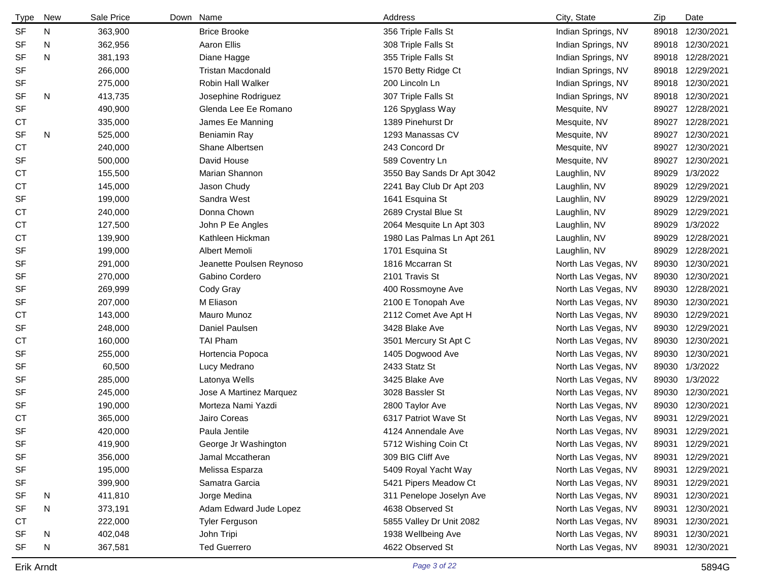| Type | New | Sale Price | Down | Name | Address | City, State | Zip | Date |
|---|---|---|---|---|---|---|---|---|
| SF | N | 363,900 | | Brice Brooke | 356 Triple Falls St | Indian Springs, NV | 89018 | 12/30/2021 |
| SF | N | 362,956 | | Aaron Ellis | 308 Triple Falls St | Indian Springs, NV | 89018 | 12/30/2021 |
| SF | N | 381,193 | | Diane Hagge | 355 Triple Falls St | Indian Springs, NV | 89018 | 12/28/2021 |
| SF | | 266,000 | | Tristan Macdonald | 1570 Betty Ridge Ct | Indian Springs, NV | 89018 | 12/29/2021 |
| SF | | 275,000 | | Robin Hall Walker | 200 Lincoln Ln | Indian Springs, NV | 89018 | 12/30/2021 |
| SF | N | 413,735 | | Josephine Rodriguez | 307 Triple Falls St | Indian Springs, NV | 89018 | 12/30/2021 |
| SF | | 490,900 | | Glenda Lee Ee Romano | 126 Spyglass Way | Mesquite, NV | 89027 | 12/28/2021 |
| CT | | 335,000 | | James Ee Manning | 1389 Pinehurst Dr | Mesquite, NV | 89027 | 12/28/2021 |
| SF | N | 525,000 | | Beniamin Ray | 1293 Manassas CV | Mesquite, NV | 89027 | 12/30/2021 |
| CT | | 240,000 | | Shane Albertsen | 243 Concord Dr | Mesquite, NV | 89027 | 12/30/2021 |
| SF | | 500,000 | | David House | 589 Coventry Ln | Mesquite, NV | 89027 | 12/30/2021 |
| CT | | 155,500 | | Marian Shannon | 3550 Bay Sands Dr Apt 3042 | Laughlin, NV | 89029 | 1/3/2022 |
| CT | | 145,000 | | Jason Chudy | 2241 Bay Club Dr Apt 203 | Laughlin, NV | 89029 | 12/29/2021 |
| SF | | 199,000 | | Sandra West | 1641 Esquina St | Laughlin, NV | 89029 | 12/29/2021 |
| CT | | 240,000 | | Donna Chown | 2689 Crystal Blue St | Laughlin, NV | 89029 | 12/29/2021 |
| CT | | 127,500 | | John P Ee Angles | 2064 Mesquite Ln Apt 303 | Laughlin, NV | 89029 | 1/3/2022 |
| CT | | 139,900 | | Kathleen Hickman | 1980 Las Palmas Ln Apt 261 | Laughlin, NV | 89029 | 12/28/2021 |
| SF | | 199,000 | | Albert Memoli | 1701 Esquina St | Laughlin, NV | 89029 | 12/28/2021 |
| SF | | 291,000 | | Jeanette Poulsen Reynoso | 1816 Mccarran St | North Las Vegas, NV | 89030 | 12/30/2021 |
| SF | | 270,000 | | Gabino Cordero | 2101 Travis St | North Las Vegas, NV | 89030 | 12/30/2021 |
| SF | | 269,999 | | Cody Gray | 400 Rossmoyne Ave | North Las Vegas, NV | 89030 | 12/28/2021 |
| SF | | 207,000 | | M Eliason | 2100 E Tonopah Ave | North Las Vegas, NV | 89030 | 12/30/2021 |
| CT | | 143,000 | | Mauro Munoz | 2112 Comet Ave Apt H | North Las Vegas, NV | 89030 | 12/29/2021 |
| SF | | 248,000 | | Daniel Paulsen | 3428 Blake Ave | North Las Vegas, NV | 89030 | 12/29/2021 |
| CT | | 160,000 | | TAI Pham | 3501 Mercury St Apt C | North Las Vegas, NV | 89030 | 12/30/2021 |
| SF | | 255,000 | | Hortencia Popoca | 1405 Dogwood Ave | North Las Vegas, NV | 89030 | 12/30/2021 |
| SF | | 60,500 | | Lucy Medrano | 2433 Statz St | North Las Vegas, NV | 89030 | 1/3/2022 |
| SF | | 285,000 | | Latonya Wells | 3425 Blake Ave | North Las Vegas, NV | 89030 | 1/3/2022 |
| SF | | 245,000 | | Jose A Martinez Marquez | 3028 Bassler St | North Las Vegas, NV | 89030 | 12/30/2021 |
| SF | | 190,000 | | Morteza Nami Yazdi | 2800 Taylor Ave | North Las Vegas, NV | 89030 | 12/30/2021 |
| CT | | 365,000 | | Jairo Coreas | 6317 Patriot Wave St | North Las Vegas, NV | 89031 | 12/29/2021 |
| SF | | 420,000 | | Paula Jentile | 4124 Annendale Ave | North Las Vegas, NV | 89031 | 12/29/2021 |
| SF | | 419,900 | | George Jr Washington | 5712 Wishing Coin Ct | North Las Vegas, NV | 89031 | 12/29/2021 |
| SF | | 356,000 | | Jamal Mccatheran | 309 BIG Cliff Ave | North Las Vegas, NV | 89031 | 12/29/2021 |
| SF | | 195,000 | | Melissa Esparza | 5409 Royal Yacht Way | North Las Vegas, NV | 89031 | 12/29/2021 |
| SF | | 399,900 | | Samatra Garcia | 5421 Pipers Meadow Ct | North Las Vegas, NV | 89031 | 12/29/2021 |
| SF | N | 411,810 | | Jorge Medina | 311 Penelope Joselyn Ave | North Las Vegas, NV | 89031 | 12/30/2021 |
| SF | N | 373,191 | | Adam Edward Jude Lopez | 4638 Observed St | North Las Vegas, NV | 89031 | 12/30/2021 |
| CT | | 222,000 | | Tyler Ferguson | 5855 Valley Dr Unit 2082 | North Las Vegas, NV | 89031 | 12/30/2021 |
| SF | N | 402,048 | | John Tripi | 1938 Wellbeing Ave | North Las Vegas, NV | 89031 | 12/30/2021 |
| SF | N | 367,581 | | Ted Guerrero | 4622 Observed St | North Las Vegas, NV | 89031 | 12/30/2021 |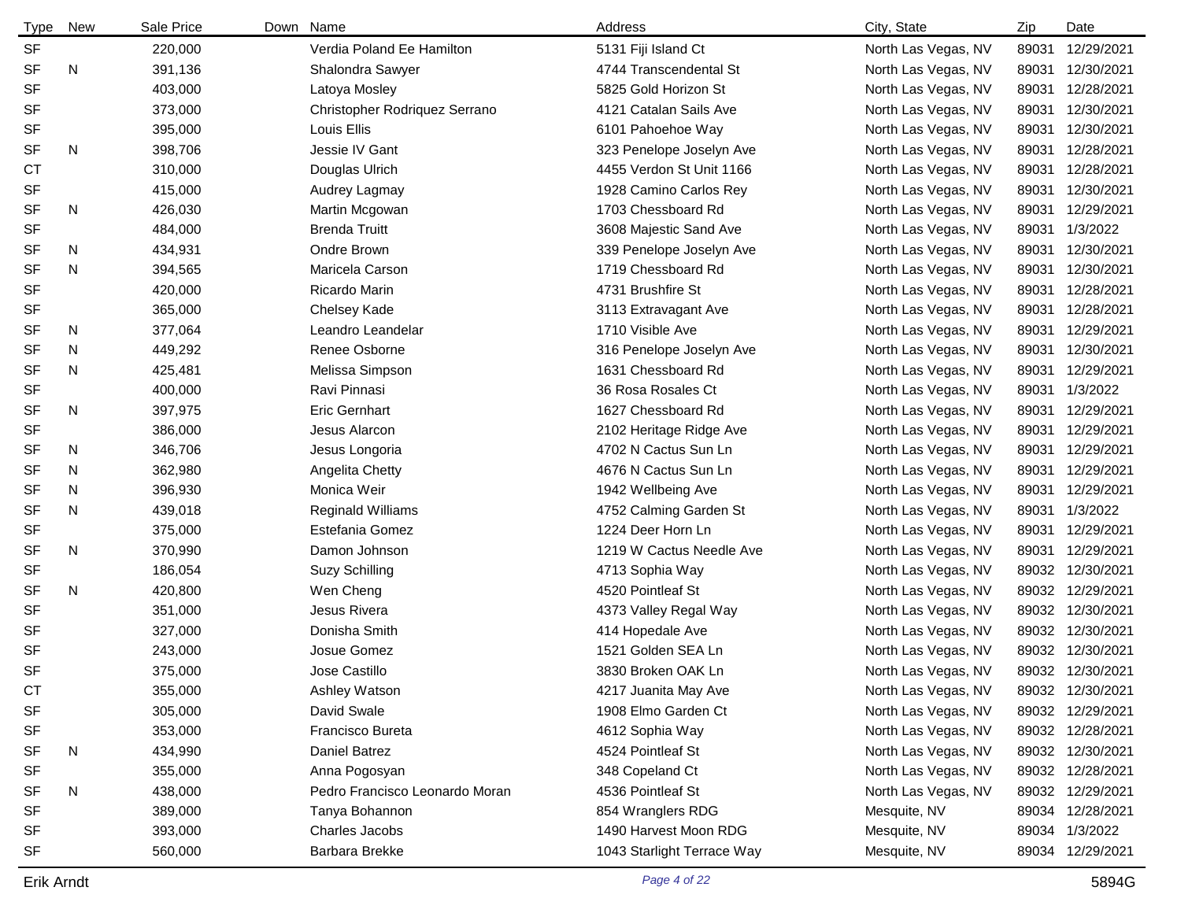| Type | New | Sale Price | Down | Name | Address | City, State | Zip | Date |
|---|---|---|---|---|---|---|---|---|
| SF | | 220,000 | | Verdia Poland Ee Hamilton | 5131 Fiji Island Ct | North Las Vegas, NV | 89031 | 12/29/2021 |
| SF | N | 391,136 | | Shalondra Sawyer | 4744 Transcendental St | North Las Vegas, NV | 89031 | 12/30/2021 |
| SF | | 403,000 | | Latoya Mosley | 5825 Gold Horizon St | North Las Vegas, NV | 89031 | 12/28/2021 |
| SF | | 373,000 | | Christopher Rodriquez Serrano | 4121 Catalan Sails Ave | North Las Vegas, NV | 89031 | 12/30/2021 |
| SF | | 395,000 | | Louis Ellis | 6101 Pahoehoe Way | North Las Vegas, NV | 89031 | 12/30/2021 |
| SF | N | 398,706 | | Jessie IV Gant | 323 Penelope Joselyn Ave | North Las Vegas, NV | 89031 | 12/28/2021 |
| CT | | 310,000 | | Douglas Ulrich | 4455 Verdon St Unit 1166 | North Las Vegas, NV | 89031 | 12/28/2021 |
| SF | | 415,000 | | Audrey Lagmay | 1928 Camino Carlos Rey | North Las Vegas, NV | 89031 | 12/30/2021 |
| SF | N | 426,030 | | Martin Mcgowan | 1703 Chessboard Rd | North Las Vegas, NV | 89031 | 12/29/2021 |
| SF | | 484,000 | | Brenda Truitt | 3608 Majestic Sand Ave | North Las Vegas, NV | 89031 | 1/3/2022 |
| SF | N | 434,931 | | Ondre Brown | 339 Penelope Joselyn Ave | North Las Vegas, NV | 89031 | 12/30/2021 |
| SF | N | 394,565 | | Maricela Carson | 1719 Chessboard Rd | North Las Vegas, NV | 89031 | 12/30/2021 |
| SF | | 420,000 | | Ricardo Marin | 4731 Brushfire St | North Las Vegas, NV | 89031 | 12/28/2021 |
| SF | | 365,000 | | Chelsey Kade | 3113 Extravagant Ave | North Las Vegas, NV | 89031 | 12/28/2021 |
| SF | N | 377,064 | | Leandro Leandelar | 1710 Visible Ave | North Las Vegas, NV | 89031 | 12/29/2021 |
| SF | N | 449,292 | | Renee Osborne | 316 Penelope Joselyn Ave | North Las Vegas, NV | 89031 | 12/30/2021 |
| SF | N | 425,481 | | Melissa Simpson | 1631 Chessboard Rd | North Las Vegas, NV | 89031 | 12/29/2021 |
| SF | | 400,000 | | Ravi Pinnasi | 36 Rosa Rosales Ct | North Las Vegas, NV | 89031 | 1/3/2022 |
| SF | N | 397,975 | | Eric Gernhart | 1627 Chessboard Rd | North Las Vegas, NV | 89031 | 12/29/2021 |
| SF | | 386,000 | | Jesus Alarcon | 2102 Heritage Ridge Ave | North Las Vegas, NV | 89031 | 12/29/2021 |
| SF | N | 346,706 | | Jesus Longoria | 4702 N Cactus Sun Ln | North Las Vegas, NV | 89031 | 12/29/2021 |
| SF | N | 362,980 | | Angelita Chetty | 4676 N Cactus Sun Ln | North Las Vegas, NV | 89031 | 12/29/2021 |
| SF | N | 396,930 | | Monica Weir | 1942 Wellbeing Ave | North Las Vegas, NV | 89031 | 12/29/2021 |
| SF | N | 439,018 | | Reginald Williams | 4752 Calming Garden St | North Las Vegas, NV | 89031 | 1/3/2022 |
| SF | | 375,000 | | Estefania Gomez | 1224 Deer Horn Ln | North Las Vegas, NV | 89031 | 12/29/2021 |
| SF | N | 370,990 | | Damon Johnson | 1219 W Cactus Needle Ave | North Las Vegas, NV | 89031 | 12/29/2021 |
| SF | | 186,054 | | Suzy Schilling | 4713 Sophia Way | North Las Vegas, NV | 89032 | 12/30/2021 |
| SF | N | 420,800 | | Wen Cheng | 4520 Pointleaf St | North Las Vegas, NV | 89032 | 12/29/2021 |
| SF | | 351,000 | | Jesus Rivera | 4373 Valley Regal Way | North Las Vegas, NV | 89032 | 12/30/2021 |
| SF | | 327,000 | | Donisha Smith | 414 Hopedale Ave | North Las Vegas, NV | 89032 | 12/30/2021 |
| SF | | 243,000 | | Josue Gomez | 1521 Golden SEA Ln | North Las Vegas, NV | 89032 | 12/30/2021 |
| SF | | 375,000 | | Jose Castillo | 3830 Broken OAK Ln | North Las Vegas, NV | 89032 | 12/30/2021 |
| CT | | 355,000 | | Ashley Watson | 4217 Juanita May Ave | North Las Vegas, NV | 89032 | 12/30/2021 |
| SF | | 305,000 | | David Swale | 1908 Elmo Garden Ct | North Las Vegas, NV | 89032 | 12/29/2021 |
| SF | | 353,000 | | Francisco Bureta | 4612 Sophia Way | North Las Vegas, NV | 89032 | 12/28/2021 |
| SF | N | 434,990 | | Daniel Batrez | 4524 Pointleaf St | North Las Vegas, NV | 89032 | 12/30/2021 |
| SF | | 355,000 | | Anna Pogosyan | 348 Copeland Ct | North Las Vegas, NV | 89032 | 12/28/2021 |
| SF | N | 438,000 | | Pedro Francisco Leonardo Moran | 4536 Pointleaf St | North Las Vegas, NV | 89032 | 12/29/2021 |
| SF | | 389,000 | | Tanya Bohannon | 854 Wranglers RDG | Mesquite, NV | 89034 | 12/28/2021 |
| SF | | 393,000 | | Charles Jacobs | 1490 Harvest Moon RDG | Mesquite, NV | 89034 | 1/3/2022 |
| SF | | 560,000 | | Barbara Brekke | 1043 Starlight Terrace Way | Mesquite, NV | 89034 | 12/29/2021 |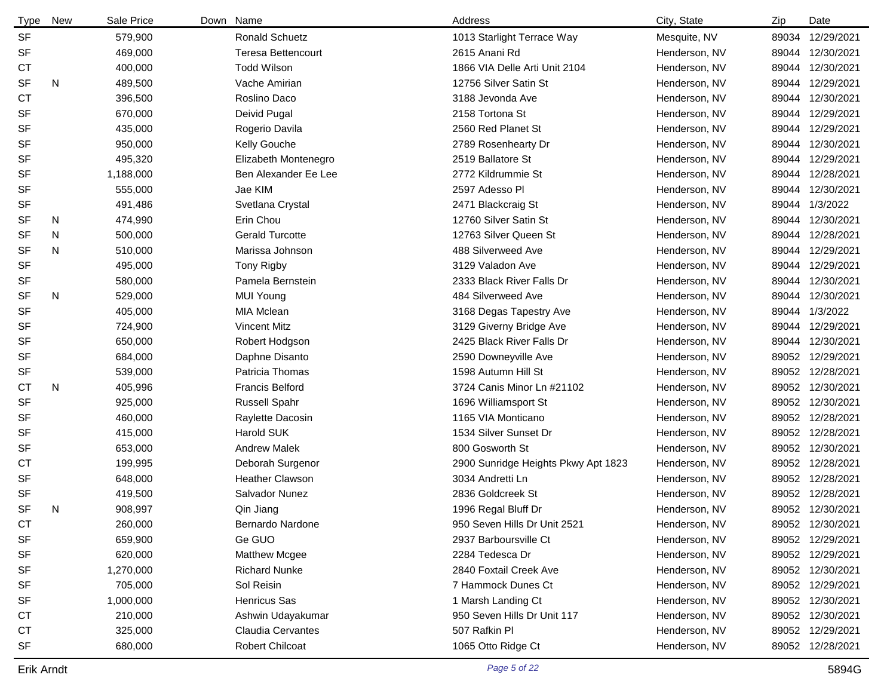| Type | New | Sale Price | Down | Name | Address | City, State | Zip | Date |
|---|---|---|---|---|---|---|---|---|
| SF | | 579,900 | | Ronald Schuetz | 1013 Starlight Terrace Way | Mesquite, NV | 89034 | 12/29/2021 |
| SF | | 469,000 | | Teresa Bettencourt | 2615 Anani Rd | Henderson, NV | 89044 | 12/30/2021 |
| CT | | 400,000 | | Todd Wilson | 1866 VIA Delle Arti Unit 2104 | Henderson, NV | 89044 | 12/30/2021 |
| SF | N | 489,500 | | Vache Amirian | 12756 Silver Satin St | Henderson, NV | 89044 | 12/29/2021 |
| CT | | 396,500 | | Roslino Daco | 3188 Jevonda Ave | Henderson, NV | 89044 | 12/30/2021 |
| SF | | 670,000 | | Deivid Pugal | 2158 Tortona St | Henderson, NV | 89044 | 12/29/2021 |
| SF | | 435,000 | | Rogerio Davila | 2560 Red Planet St | Henderson, NV | 89044 | 12/29/2021 |
| SF | | 950,000 | | Kelly Gouche | 2789 Rosenhearty Dr | Henderson, NV | 89044 | 12/30/2021 |
| SF | | 495,320 | | Elizabeth Montenegro | 2519 Ballatore St | Henderson, NV | 89044 | 12/29/2021 |
| SF | | 1,188,000 | | Ben Alexander Ee Lee | 2772 Kildrummie St | Henderson, NV | 89044 | 12/28/2021 |
| SF | | 555,000 | | Jae KIM | 2597 Adesso Pl | Henderson, NV | 89044 | 12/30/2021 |
| SF | | 491,486 | | Svetlana Crystal | 2471 Blackcraig St | Henderson, NV | 89044 | 1/3/2022 |
| SF | N | 474,990 | | Erin Chou | 12760 Silver Satin St | Henderson, NV | 89044 | 12/30/2021 |
| SF | N | 500,000 | | Gerald Turcotte | 12763 Silver Queen St | Henderson, NV | 89044 | 12/28/2021 |
| SF | N | 510,000 | | Marissa Johnson | 488 Silverweed Ave | Henderson, NV | 89044 | 12/29/2021 |
| SF | | 495,000 | | Tony Rigby | 3129 Valadon Ave | Henderson, NV | 89044 | 12/29/2021 |
| SF | | 580,000 | | Pamela Bernstein | 2333 Black River Falls Dr | Henderson, NV | 89044 | 12/30/2021 |
| SF | N | 529,000 | | MUI Young | 484 Silverweed Ave | Henderson, NV | 89044 | 12/30/2021 |
| SF | | 405,000 | | MIA Mclean | 3168 Degas Tapestry Ave | Henderson, NV | 89044 | 1/3/2022 |
| SF | | 724,900 | | Vincent Mitz | 3129 Giverny Bridge Ave | Henderson, NV | 89044 | 12/29/2021 |
| SF | | 650,000 | | Robert Hodgson | 2425 Black River Falls Dr | Henderson, NV | 89044 | 12/30/2021 |
| SF | | 684,000 | | Daphne Disanto | 2590 Downeyville Ave | Henderson, NV | 89052 | 12/29/2021 |
| SF | | 539,000 | | Patricia Thomas | 1598 Autumn Hill St | Henderson, NV | 89052 | 12/28/2021 |
| CT | N | 405,996 | | Francis Belford | 3724 Canis Minor Ln #21102 | Henderson, NV | 89052 | 12/30/2021 |
| SF | | 925,000 | | Russell Spahr | 1696 Williamsport St | Henderson, NV | 89052 | 12/30/2021 |
| SF | | 460,000 | | Raylette Dacosin | 1165 VIA Monticano | Henderson, NV | 89052 | 12/28/2021 |
| SF | | 415,000 | | Harold SUK | 1534 Silver Sunset Dr | Henderson, NV | 89052 | 12/28/2021 |
| SF | | 653,000 | | Andrew Malek | 800 Gosworth St | Henderson, NV | 89052 | 12/30/2021 |
| CT | | 199,995 | | Deborah Surgenor | 2900 Sunridge Heights Pkwy Apt 1823 | Henderson, NV | 89052 | 12/28/2021 |
| SF | | 648,000 | | Heather Clawson | 3034 Andretti Ln | Henderson, NV | 89052 | 12/28/2021 |
| SF | | 419,500 | | Salvador Nunez | 2836 Goldcreek St | Henderson, NV | 89052 | 12/28/2021 |
| SF | N | 908,997 | | Qin Jiang | 1996 Regal Bluff Dr | Henderson, NV | 89052 | 12/30/2021 |
| CT | | 260,000 | | Bernardo Nardone | 950 Seven Hills Dr Unit 2521 | Henderson, NV | 89052 | 12/30/2021 |
| SF | | 659,900 | | Ge GUO | 2937 Barboursville Ct | Henderson, NV | 89052 | 12/29/2021 |
| SF | | 620,000 | | Matthew Mcgee | 2284 Tedesca Dr | Henderson, NV | 89052 | 12/29/2021 |
| SF | | 1,270,000 | | Richard Nunke | 2840 Foxtail Creek Ave | Henderson, NV | 89052 | 12/30/2021 |
| SF | | 705,000 | | Sol Reisin | 7 Hammock Dunes Ct | Henderson, NV | 89052 | 12/29/2021 |
| SF | | 1,000,000 | | Henricus Sas | 1 Marsh Landing Ct | Henderson, NV | 89052 | 12/30/2021 |
| CT | | 210,000 | | Ashwin Udayakumar | 950 Seven Hills Dr Unit 117 | Henderson, NV | 89052 | 12/30/2021 |
| CT | | 325,000 | | Claudia Cervantes | 507 Rafkin Pl | Henderson, NV | 89052 | 12/29/2021 |
| SF | | 680,000 | | Robert Chilcoat | 1065 Otto Ridge Ct | Henderson, NV | 89052 | 12/28/2021 |

Erik Arndt

5894G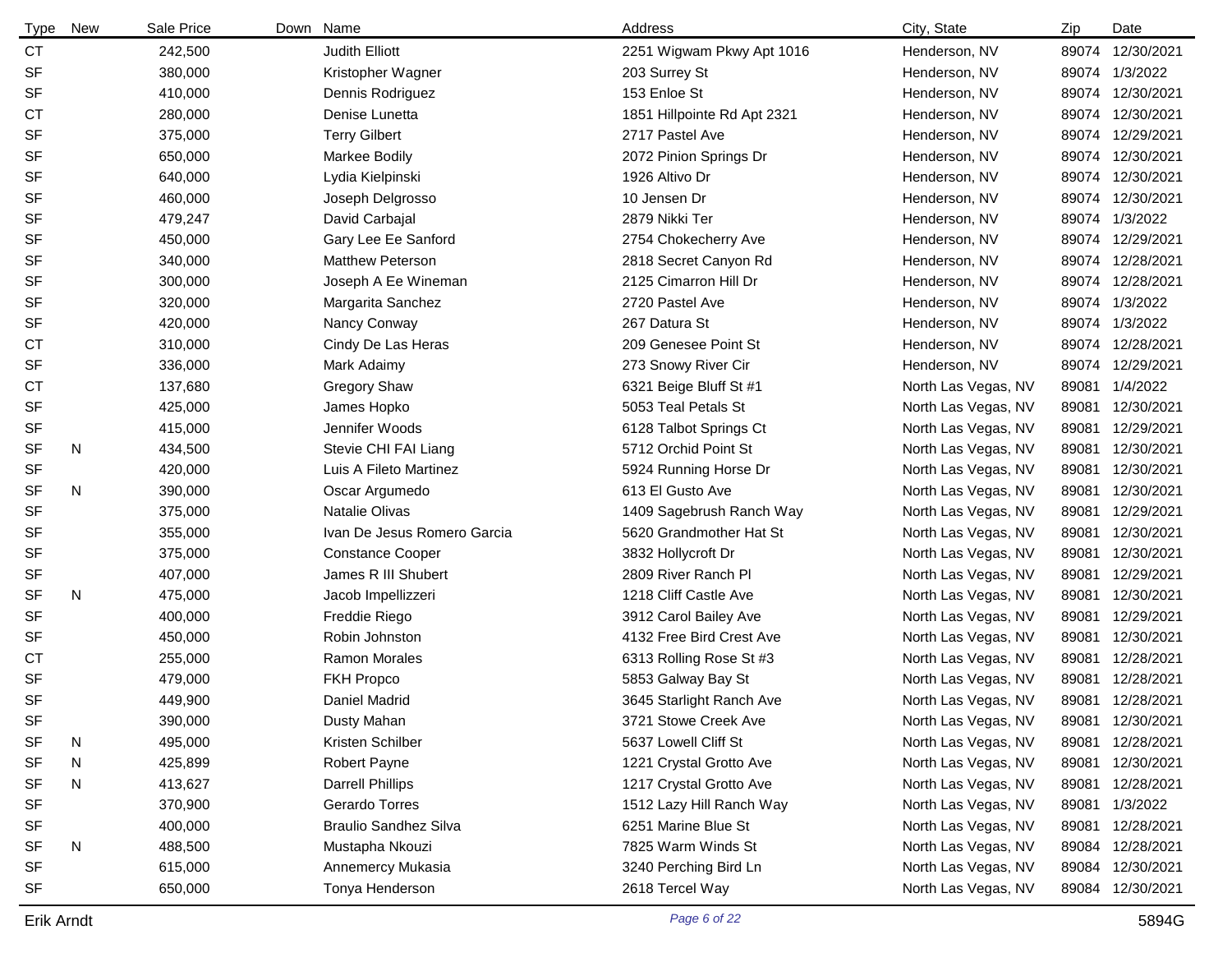| Type | New | Sale Price | Down | Name | Address | City, State | Zip | Date |
|---|---|---|---|---|---|---|---|---|
| CT | | 242,500 | | Judith Elliott | 2251 Wigwam Pkwy Apt 1016 | Henderson, NV | 89074 | 12/30/2021 |
| SF | | 380,000 | | Kristopher Wagner | 203 Surrey St | Henderson, NV | 89074 | 1/3/2022 |
| SF | | 410,000 | | Dennis Rodriguez | 153 Enloe St | Henderson, NV | 89074 | 12/30/2021 |
| CT | | 280,000 | | Denise Lunetta | 1851 Hillpointe Rd Apt 2321 | Henderson, NV | 89074 | 12/30/2021 |
| SF | | 375,000 | | Terry Gilbert | 2717 Pastel Ave | Henderson, NV | 89074 | 12/29/2021 |
| SF | | 650,000 | | Markee Bodily | 2072 Pinion Springs Dr | Henderson, NV | 89074 | 12/30/2021 |
| SF | | 640,000 | | Lydia Kielpinski | 1926 Altivo Dr | Henderson, NV | 89074 | 12/30/2021 |
| SF | | 460,000 | | Joseph Delgrosso | 10 Jensen Dr | Henderson, NV | 89074 | 12/30/2021 |
| SF | | 479,247 | | David Carbajal | 2879 Nikki Ter | Henderson, NV | 89074 | 1/3/2022 |
| SF | | 450,000 | | Gary Lee Ee Sanford | 2754 Chokecherry Ave | Henderson, NV | 89074 | 12/29/2021 |
| SF | | 340,000 | | Matthew Peterson | 2818 Secret Canyon Rd | Henderson, NV | 89074 | 12/28/2021 |
| SF | | 300,000 | | Joseph A Ee Wineman | 2125 Cimarron Hill Dr | Henderson, NV | 89074 | 12/28/2021 |
| SF | | 320,000 | | Margarita Sanchez | 2720 Pastel Ave | Henderson, NV | 89074 | 1/3/2022 |
| SF | | 420,000 | | Nancy Conway | 267 Datura St | Henderson, NV | 89074 | 1/3/2022 |
| CT | | 310,000 | | Cindy De Las Heras | 209 Genesee Point St | Henderson, NV | 89074 | 12/28/2021 |
| SF | | 336,000 | | Mark Adaimy | 273 Snowy River Cir | Henderson, NV | 89074 | 12/29/2021 |
| CT | | 137,680 | | Gregory Shaw | 6321 Beige Bluff St #1 | North Las Vegas, NV | 89081 | 1/4/2022 |
| SF | | 425,000 | | James Hopko | 5053 Teal Petals St | North Las Vegas, NV | 89081 | 12/30/2021 |
| SF | | 415,000 | | Jennifer Woods | 6128 Talbot Springs Ct | North Las Vegas, NV | 89081 | 12/29/2021 |
| SF | N | 434,500 | | Stevie CHI FAI Liang | 5712 Orchid Point St | North Las Vegas, NV | 89081 | 12/30/2021 |
| SF | | 420,000 | | Luis A Fileto Martinez | 5924 Running Horse Dr | North Las Vegas, NV | 89081 | 12/30/2021 |
| SF | N | 390,000 | | Oscar Argumedo | 613 El Gusto Ave | North Las Vegas, NV | 89081 | 12/30/2021 |
| SF | | 375,000 | | Natalie Olivas | 1409 Sagebrush Ranch Way | North Las Vegas, NV | 89081 | 12/29/2021 |
| SF | | 355,000 | | Ivan De Jesus Romero Garcia | 5620 Grandmother Hat St | North Las Vegas, NV | 89081 | 12/30/2021 |
| SF | | 375,000 | | Constance Cooper | 3832 Hollycroft Dr | North Las Vegas, NV | 89081 | 12/30/2021 |
| SF | | 407,000 | | James R III Shubert | 2809 River Ranch Pl | North Las Vegas, NV | 89081 | 12/29/2021 |
| SF | N | 475,000 | | Jacob Impellizzeri | 1218 Cliff Castle Ave | North Las Vegas, NV | 89081 | 12/30/2021 |
| SF | | 400,000 | | Freddie Riego | 3912 Carol Bailey Ave | North Las Vegas, NV | 89081 | 12/29/2021 |
| SF | | 450,000 | | Robin Johnston | 4132 Free Bird Crest Ave | North Las Vegas, NV | 89081 | 12/30/2021 |
| CT | | 255,000 | | Ramon Morales | 6313 Rolling Rose St #3 | North Las Vegas, NV | 89081 | 12/28/2021 |
| SF | | 479,000 | | FKH Propco | 5853 Galway Bay St | North Las Vegas, NV | 89081 | 12/28/2021 |
| SF | | 449,900 | | Daniel Madrid | 3645 Starlight Ranch Ave | North Las Vegas, NV | 89081 | 12/28/2021 |
| SF | | 390,000 | | Dusty Mahan | 3721 Stowe Creek Ave | North Las Vegas, NV | 89081 | 12/30/2021 |
| SF | N | 495,000 | | Kristen Schilber | 5637 Lowell Cliff St | North Las Vegas, NV | 89081 | 12/28/2021 |
| SF | N | 425,899 | | Robert Payne | 1221 Crystal Grotto Ave | North Las Vegas, NV | 89081 | 12/30/2021 |
| SF | N | 413,627 | | Darrell Phillips | 1217 Crystal Grotto Ave | North Las Vegas, NV | 89081 | 12/28/2021 |
| SF | | 370,900 | | Gerardo Torres | 1512 Lazy Hill Ranch Way | North Las Vegas, NV | 89081 | 1/3/2022 |
| SF | | 400,000 | | Braulio Sandhez Silva | 6251 Marine Blue St | North Las Vegas, NV | 89081 | 12/28/2021 |
| SF | N | 488,500 | | Mustapha Nkouzi | 7825 Warm Winds St | North Las Vegas, NV | 89084 | 12/28/2021 |
| SF | | 615,000 | | Annemercy Mukasia | 3240 Perching Bird Ln | North Las Vegas, NV | 89084 | 12/30/2021 |
| SF | | 650,000 | | Tonya Henderson | 2618 Tercel Way | North Las Vegas, NV | 89084 | 12/30/2021 |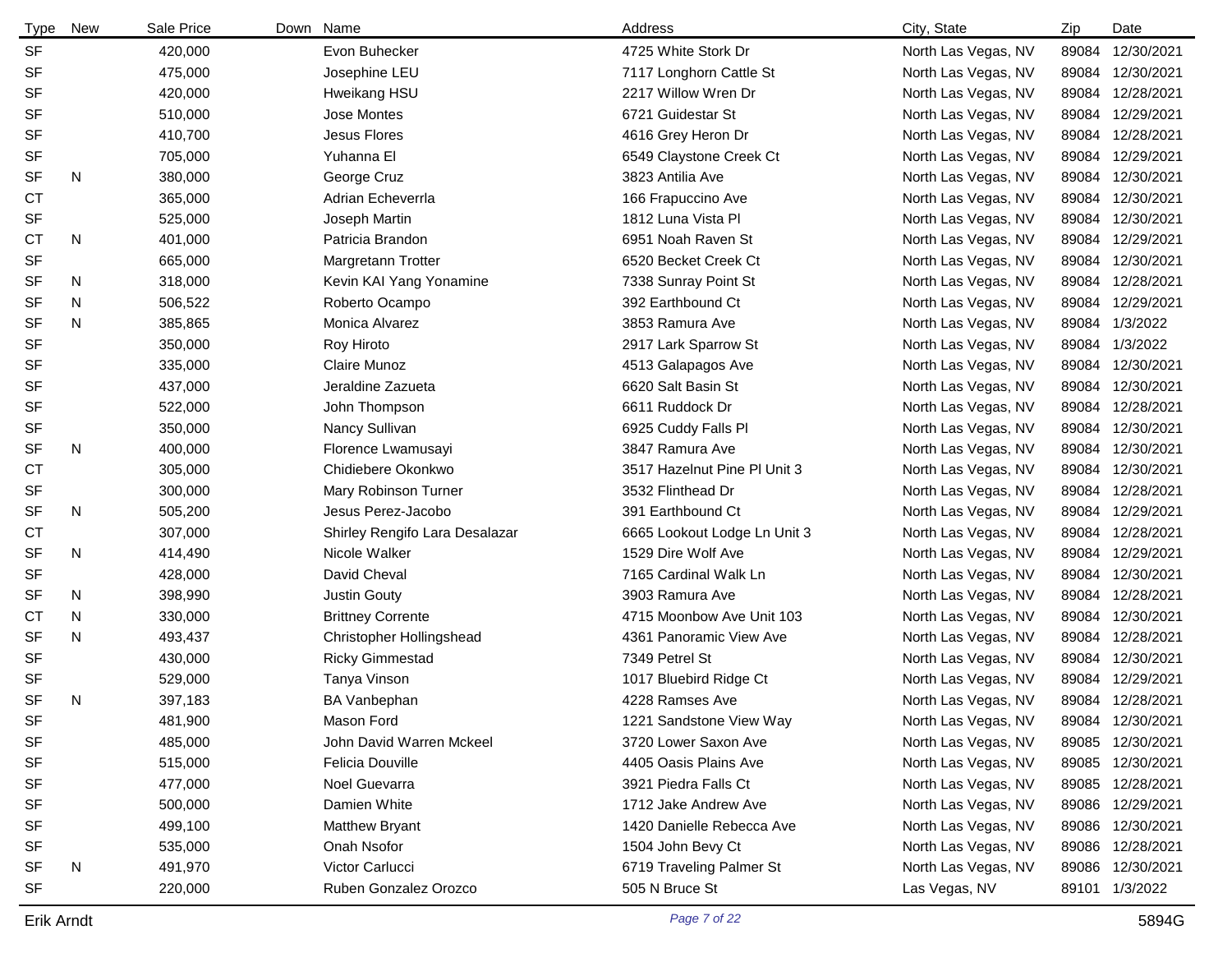| Type | New | Sale Price | Down | Name | Address | City, State | Zip | Date |
|---|---|---|---|---|---|---|---|---|
| SF | | 420,000 | | Evon Buhecker | 4725 White Stork Dr | North Las Vegas, NV | 89084 | 12/30/2021 |
| SF | | 475,000 | | Josephine LEU | 7117 Longhorn Cattle St | North Las Vegas, NV | 89084 | 12/30/2021 |
| SF | | 420,000 | | Hweikang HSU | 2217 Willow Wren Dr | North Las Vegas, NV | 89084 | 12/28/2021 |
| SF | | 510,000 | | Jose Montes | 6721 Guidestar St | North Las Vegas, NV | 89084 | 12/29/2021 |
| SF | | 410,700 | | Jesus Flores | 4616 Grey Heron Dr | North Las Vegas, NV | 89084 | 12/28/2021 |
| SF | | 705,000 | | Yuhanna El | 6549 Claystone Creek Ct | North Las Vegas, NV | 89084 | 12/29/2021 |
| SF | N | 380,000 | | George Cruz | 3823 Antilia Ave | North Las Vegas, NV | 89084 | 12/30/2021 |
| CT | | 365,000 | | Adrian Echeverrla | 166 Frapuccino Ave | North Las Vegas, NV | 89084 | 12/30/2021 |
| SF | | 525,000 | | Joseph Martin | 1812 Luna Vista Pl | North Las Vegas, NV | 89084 | 12/30/2021 |
| CT | N | 401,000 | | Patricia Brandon | 6951 Noah Raven St | North Las Vegas, NV | 89084 | 12/29/2021 |
| SF | | 665,000 | | Margretann Trotter | 6520 Becket Creek Ct | North Las Vegas, NV | 89084 | 12/30/2021 |
| SF | N | 318,000 | | Kevin KAI Yang Yonamine | 7338 Sunray Point St | North Las Vegas, NV | 89084 | 12/28/2021 |
| SF | N | 506,522 | | Roberto Ocampo | 392 Earthbound Ct | North Las Vegas, NV | 89084 | 12/29/2021 |
| SF | N | 385,865 | | Monica Alvarez | 3853 Ramura Ave | North Las Vegas, NV | 89084 | 1/3/2022 |
| SF | | 350,000 | | Roy Hiroto | 2917 Lark Sparrow St | North Las Vegas, NV | 89084 | 1/3/2022 |
| SF | | 335,000 | | Claire Munoz | 4513 Galapagos Ave | North Las Vegas, NV | 89084 | 12/30/2021 |
| SF | | 437,000 | | Jeraldine Zazueta | 6620 Salt Basin St | North Las Vegas, NV | 89084 | 12/30/2021 |
| SF | | 522,000 | | John Thompson | 6611 Ruddock Dr | North Las Vegas, NV | 89084 | 12/28/2021 |
| SF | | 350,000 | | Nancy Sullivan | 6925 Cuddy Falls Pl | North Las Vegas, NV | 89084 | 12/30/2021 |
| SF | N | 400,000 | | Florence Lwamusayi | 3847 Ramura Ave | North Las Vegas, NV | 89084 | 12/30/2021 |
| CT | | 305,000 | | Chidiebere Okonkwo | 3517 Hazelnut Pine Pl Unit 3 | North Las Vegas, NV | 89084 | 12/30/2021 |
| SF | | 300,000 | | Mary Robinson Turner | 3532 Flinthead Dr | North Las Vegas, NV | 89084 | 12/28/2021 |
| SF | N | 505,200 | | Jesus Perez-Jacobo | 391 Earthbound Ct | North Las Vegas, NV | 89084 | 12/29/2021 |
| CT | | 307,000 | | Shirley Rengifo Lara Desalazar | 6665 Lookout Lodge Ln Unit 3 | North Las Vegas, NV | 89084 | 12/28/2021 |
| SF | N | 414,490 | | Nicole Walker | 1529 Dire Wolf Ave | North Las Vegas, NV | 89084 | 12/29/2021 |
| SF | | 428,000 | | David Cheval | 7165 Cardinal Walk Ln | North Las Vegas, NV | 89084 | 12/30/2021 |
| SF | N | 398,990 | | Justin Gouty | 3903 Ramura Ave | North Las Vegas, NV | 89084 | 12/28/2021 |
| CT | N | 330,000 | | Brittney Corrente | 4715 Moonbow Ave Unit 103 | North Las Vegas, NV | 89084 | 12/30/2021 |
| SF | N | 493,437 | | Christopher Hollingshead | 4361 Panoramic View Ave | North Las Vegas, NV | 89084 | 12/28/2021 |
| SF | | 430,000 | | Ricky Gimmestad | 7349 Petrel St | North Las Vegas, NV | 89084 | 12/30/2021 |
| SF | | 529,000 | | Tanya Vinson | 1017 Bluebird Ridge Ct | North Las Vegas, NV | 89084 | 12/29/2021 |
| SF | N | 397,183 | | BA Vanbephan | 4228 Ramses Ave | North Las Vegas, NV | 89084 | 12/28/2021 |
| SF | | 481,900 | | Mason Ford | 1221 Sandstone View Way | North Las Vegas, NV | 89084 | 12/30/2021 |
| SF | | 485,000 | | John David Warren Mckeel | 3720 Lower Saxon Ave | North Las Vegas, NV | 89085 | 12/30/2021 |
| SF | | 515,000 | | Felicia Douville | 4405 Oasis Plains Ave | North Las Vegas, NV | 89085 | 12/30/2021 |
| SF | | 477,000 | | Noel Guevarra | 3921 Piedra Falls Ct | North Las Vegas, NV | 89085 | 12/28/2021 |
| SF | | 500,000 | | Damien White | 1712 Jake Andrew Ave | North Las Vegas, NV | 89086 | 12/29/2021 |
| SF | | 499,100 | | Matthew Bryant | 1420 Danielle Rebecca Ave | North Las Vegas, NV | 89086 | 12/30/2021 |
| SF | | 535,000 | | Onah Nsofor | 1504 John Bevy Ct | North Las Vegas, NV | 89086 | 12/28/2021 |
| SF | N | 491,970 | | Victor Carlucci | 6719 Traveling Palmer St | North Las Vegas, NV | 89086 | 12/30/2021 |
| SF | | 220,000 | | Ruben Gonzalez Orozco | 505 N Bruce St | Las Vegas, NV | 89101 | 1/3/2022 |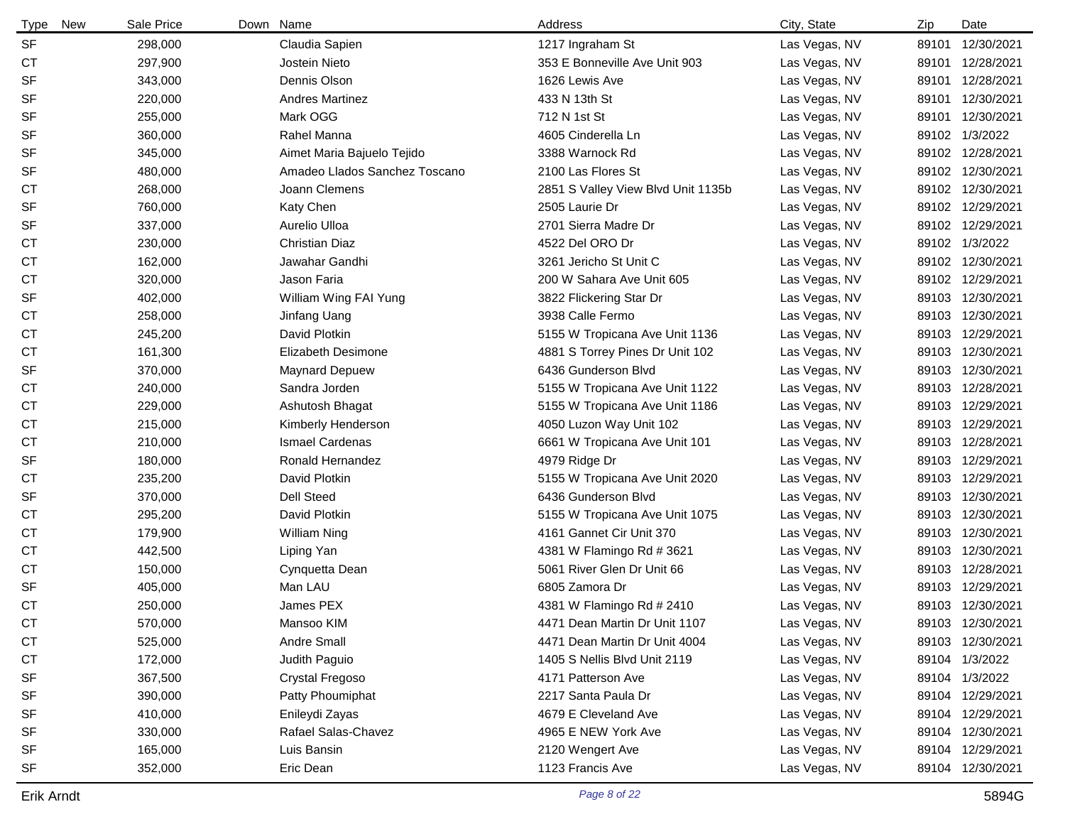| Type | New | Sale Price | Down | Name | Address | City, State | Zip | Date |
|---|---|---|---|---|---|---|---|---|
| SF | | 298,000 | | Claudia Sapien | 1217 Ingraham St | Las Vegas, NV | 89101 | 12/30/2021 |
| CT | | 297,900 | | Jostein Nieto | 353 E Bonneville Ave Unit 903 | Las Vegas, NV | 89101 | 12/28/2021 |
| SF | | 343,000 | | Dennis Olson | 1626 Lewis Ave | Las Vegas, NV | 89101 | 12/28/2021 |
| SF | | 220,000 | | Andres Martinez | 433 N 13th St | Las Vegas, NV | 89101 | 12/30/2021 |
| SF | | 255,000 | | Mark OGG | 712 N 1st St | Las Vegas, NV | 89101 | 12/30/2021 |
| SF | | 360,000 | | Rahel Manna | 4605 Cinderella Ln | Las Vegas, NV | 89102 | 1/3/2022 |
| SF | | 345,000 | | Aimet Maria Bajuelo Tejido | 3388 Warnock Rd | Las Vegas, NV | 89102 | 12/28/2021 |
| SF | | 480,000 | | Amadeo Llados Sanchez Toscano | 2100 Las Flores St | Las Vegas, NV | 89102 | 12/30/2021 |
| CT | | 268,000 | | Joann Clemens | 2851 S Valley View Blvd Unit 1135b | Las Vegas, NV | 89102 | 12/30/2021 |
| SF | | 760,000 | | Katy Chen | 2505 Laurie Dr | Las Vegas, NV | 89102 | 12/29/2021 |
| SF | | 337,000 | | Aurelio Ulloa | 2701 Sierra Madre Dr | Las Vegas, NV | 89102 | 12/29/2021 |
| CT | | 230,000 | | Christian Diaz | 4522 Del ORO Dr | Las Vegas, NV | 89102 | 1/3/2022 |
| CT | | 162,000 | | Jawahar Gandhi | 3261 Jericho St Unit C | Las Vegas, NV | 89102 | 12/30/2021 |
| CT | | 320,000 | | Jason Faria | 200 W Sahara Ave Unit 605 | Las Vegas, NV | 89102 | 12/29/2021 |
| SF | | 402,000 | | William Wing FAI Yung | 3822 Flickering Star Dr | Las Vegas, NV | 89103 | 12/30/2021 |
| CT | | 258,000 | | Jinfang Uang | 3938 Calle Fermo | Las Vegas, NV | 89103 | 12/30/2021 |
| CT | | 245,200 | | David Plotkin | 5155 W Tropicana Ave Unit 1136 | Las Vegas, NV | 89103 | 12/29/2021 |
| CT | | 161,300 | | Elizabeth Desimone | 4881 S Torrey Pines Dr Unit 102 | Las Vegas, NV | 89103 | 12/30/2021 |
| SF | | 370,000 | | Maynard Depuew | 6436 Gunderson Blvd | Las Vegas, NV | 89103 | 12/30/2021 |
| CT | | 240,000 | | Sandra Jorden | 5155 W Tropicana Ave Unit 1122 | Las Vegas, NV | 89103 | 12/28/2021 |
| CT | | 229,000 | | Ashutosh Bhagat | 5155 W Tropicana Ave Unit 1186 | Las Vegas, NV | 89103 | 12/29/2021 |
| CT | | 215,000 | | Kimberly Henderson | 4050 Luzon Way Unit 102 | Las Vegas, NV | 89103 | 12/29/2021 |
| CT | | 210,000 | | Ismael Cardenas | 6661 W Tropicana Ave Unit 101 | Las Vegas, NV | 89103 | 12/28/2021 |
| SF | | 180,000 | | Ronald Hernandez | 4979 Ridge Dr | Las Vegas, NV | 89103 | 12/29/2021 |
| CT | | 235,200 | | David Plotkin | 5155 W Tropicana Ave Unit 2020 | Las Vegas, NV | 89103 | 12/29/2021 |
| SF | | 370,000 | | Dell Steed | 6436 Gunderson Blvd | Las Vegas, NV | 89103 | 12/30/2021 |
| CT | | 295,200 | | David Plotkin | 5155 W Tropicana Ave Unit 1075 | Las Vegas, NV | 89103 | 12/30/2021 |
| CT | | 179,900 | | William Ning | 4161 Gannet Cir Unit 370 | Las Vegas, NV | 89103 | 12/30/2021 |
| CT | | 442,500 | | Liping Yan | 4381 W Flamingo Rd # 3621 | Las Vegas, NV | 89103 | 12/30/2021 |
| CT | | 150,000 | | Cynquetta Dean | 5061 River Glen Dr Unit 66 | Las Vegas, NV | 89103 | 12/28/2021 |
| SF | | 405,000 | | Man LAU | 6805 Zamora Dr | Las Vegas, NV | 89103 | 12/29/2021 |
| CT | | 250,000 | | James PEX | 4381 W Flamingo Rd # 2410 | Las Vegas, NV | 89103 | 12/30/2021 |
| CT | | 570,000 | | Mansoo KIM | 4471 Dean Martin Dr Unit 1107 | Las Vegas, NV | 89103 | 12/30/2021 |
| CT | | 525,000 | | Andre Small | 4471 Dean Martin Dr Unit 4004 | Las Vegas, NV | 89103 | 12/30/2021 |
| CT | | 172,000 | | Judith Paguio | 1405 S Nellis Blvd Unit 2119 | Las Vegas, NV | 89104 | 1/3/2022 |
| SF | | 367,500 | | Crystal Fregoso | 4171 Patterson Ave | Las Vegas, NV | 89104 | 1/3/2022 |
| SF | | 390,000 | | Patty Phoumiphat | 2217 Santa Paula Dr | Las Vegas, NV | 89104 | 12/29/2021 |
| SF | | 410,000 | | Enileydi Zayas | 4679 E Cleveland Ave | Las Vegas, NV | 89104 | 12/29/2021 |
| SF | | 330,000 | | Rafael Salas-Chavez | 4965 E NEW York Ave | Las Vegas, NV | 89104 | 12/30/2021 |
| SF | | 165,000 | | Luis Bansin | 2120 Wengert Ave | Las Vegas, NV | 89104 | 12/29/2021 |
| SF | | 352,000 | | Eric Dean | 1123 Francis Ave | Las Vegas, NV | 89104 | 12/30/2021 |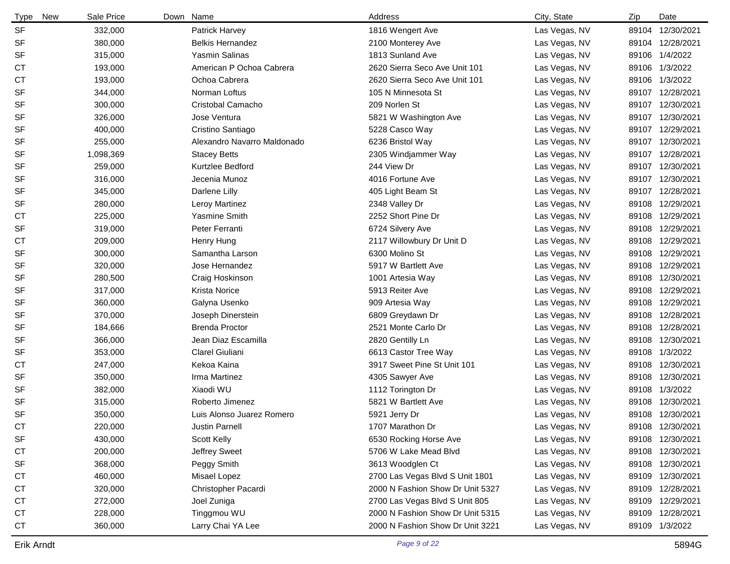| Type | New | Sale Price | Down | Name | Address | City, State | Zip | Date |
|---|---|---|---|---|---|---|---|---|
| SF | | 332,000 | | Patrick Harvey | 1816 Wengert Ave | Las Vegas, NV | 89104 | 12/30/2021 |
| SF | | 380,000 | | Belkis Hernandez | 2100 Monterey Ave | Las Vegas, NV | 89104 | 12/28/2021 |
| SF | | 315,000 | | Yasmin Salinas | 1813 Sunland Ave | Las Vegas, NV | 89106 | 1/4/2022 |
| CT | | 193,000 | | American P Ochoa Cabrera | 2620 Sierra Seco Ave Unit 101 | Las Vegas, NV | 89106 | 1/3/2022 |
| CT | | 193,000 | | Ochoa Cabrera | 2620 Sierra Seco Ave Unit 101 | Las Vegas, NV | 89106 | 1/3/2022 |
| SF | | 344,000 | | Norman Loftus | 105 N Minnesota St | Las Vegas, NV | 89107 | 12/28/2021 |
| SF | | 300,000 | | Cristobal Camacho | 209 Norlen St | Las Vegas, NV | 89107 | 12/30/2021 |
| SF | | 326,000 | | Jose Ventura | 5821 W Washington Ave | Las Vegas, NV | 89107 | 12/30/2021 |
| SF | | 400,000 | | Cristino Santiago | 5228 Casco Way | Las Vegas, NV | 89107 | 12/29/2021 |
| SF | | 255,000 | | Alexandro Navarro Maldonado | 6236 Bristol Way | Las Vegas, NV | 89107 | 12/30/2021 |
| SF | | 1,098,369 | | Stacey Betts | 2305 Windjammer Way | Las Vegas, NV | 89107 | 12/28/2021 |
| SF | | 259,000 | | Kurtzlee Bedford | 244 View Dr | Las Vegas, NV | 89107 | 12/30/2021 |
| SF | | 316,000 | | Jecenia Munoz | 4016 Fortune Ave | Las Vegas, NV | 89107 | 12/30/2021 |
| SF | | 345,000 | | Darlene Lilly | 405 Light Beam St | Las Vegas, NV | 89107 | 12/28/2021 |
| SF | | 280,000 | | Leroy Martinez | 2348 Valley Dr | Las Vegas, NV | 89108 | 12/29/2021 |
| CT | | 225,000 | | Yasmine Smith | 2252 Short Pine Dr | Las Vegas, NV | 89108 | 12/29/2021 |
| SF | | 319,000 | | Peter Ferranti | 6724 Silvery Ave | Las Vegas, NV | 89108 | 12/29/2021 |
| CT | | 209,000 | | Henry Hung | 2117 Willowbury Dr Unit D | Las Vegas, NV | 89108 | 12/29/2021 |
| SF | | 300,000 | | Samantha Larson | 6300 Molino St | Las Vegas, NV | 89108 | 12/29/2021 |
| SF | | 320,000 | | Jose Hernandez | 5917 W Bartlett Ave | Las Vegas, NV | 89108 | 12/29/2021 |
| SF | | 280,500 | | Craig Hoskinson | 1001 Artesia Way | Las Vegas, NV | 89108 | 12/30/2021 |
| SF | | 317,000 | | Krista Norice | 5913 Reiter Ave | Las Vegas, NV | 89108 | 12/29/2021 |
| SF | | 360,000 | | Galyna Usenko | 909 Artesia Way | Las Vegas, NV | 89108 | 12/29/2021 |
| SF | | 370,000 | | Joseph Dinerstein | 6809 Greydawn Dr | Las Vegas, NV | 89108 | 12/28/2021 |
| SF | | 184,666 | | Brenda Proctor | 2521 Monte Carlo Dr | Las Vegas, NV | 89108 | 12/28/2021 |
| SF | | 366,000 | | Jean Diaz Escamilla | 2820 Gentilly Ln | Las Vegas, NV | 89108 | 12/30/2021 |
| SF | | 353,000 | | Clarel Giuliani | 6613 Castor Tree Way | Las Vegas, NV | 89108 | 1/3/2022 |
| CT | | 247,000 | | Kekoa Kaina | 3917 Sweet Pine St Unit 101 | Las Vegas, NV | 89108 | 12/30/2021 |
| SF | | 350,000 | | Irma Martinez | 4305 Sawyer Ave | Las Vegas, NV | 89108 | 12/30/2021 |
| SF | | 382,000 | | Xiaodi WU | 1112 Torington Dr | Las Vegas, NV | 89108 | 1/3/2022 |
| SF | | 315,000 | | Roberto Jimenez | 5821 W Bartlett Ave | Las Vegas, NV | 89108 | 12/30/2021 |
| SF | | 350,000 | | Luis Alonso Juarez Romero | 5921 Jerry Dr | Las Vegas, NV | 89108 | 12/30/2021 |
| CT | | 220,000 | | Justin Parnell | 1707 Marathon Dr | Las Vegas, NV | 89108 | 12/30/2021 |
| SF | | 430,000 | | Scott Kelly | 6530 Rocking Horse Ave | Las Vegas, NV | 89108 | 12/30/2021 |
| CT | | 200,000 | | Jeffrey Sweet | 5706 W Lake Mead Blvd | Las Vegas, NV | 89108 | 12/30/2021 |
| SF | | 368,000 | | Peggy Smith | 3613 Woodglen Ct | Las Vegas, NV | 89108 | 12/30/2021 |
| CT | | 460,000 | | Misael Lopez | 2700 Las Vegas Blvd S Unit 1801 | Las Vegas, NV | 89109 | 12/30/2021 |
| CT | | 320,000 | | Christopher Pacardi | 2000 N Fashion Show Dr Unit 5327 | Las Vegas, NV | 89109 | 12/28/2021 |
| CT | | 272,000 | | Joel Zuniga | 2700 Las Vegas Blvd S Unit 805 | Las Vegas, NV | 89109 | 12/29/2021 |
| CT | | 228,000 | | Tinggmou WU | 2000 N Fashion Show Dr Unit 5315 | Las Vegas, NV | 89109 | 12/28/2021 |
| CT | | 360,000 | | Larry Chai YA Lee | 2000 N Fashion Show Dr Unit 3221 | Las Vegas, NV | 89109 | 1/3/2022 |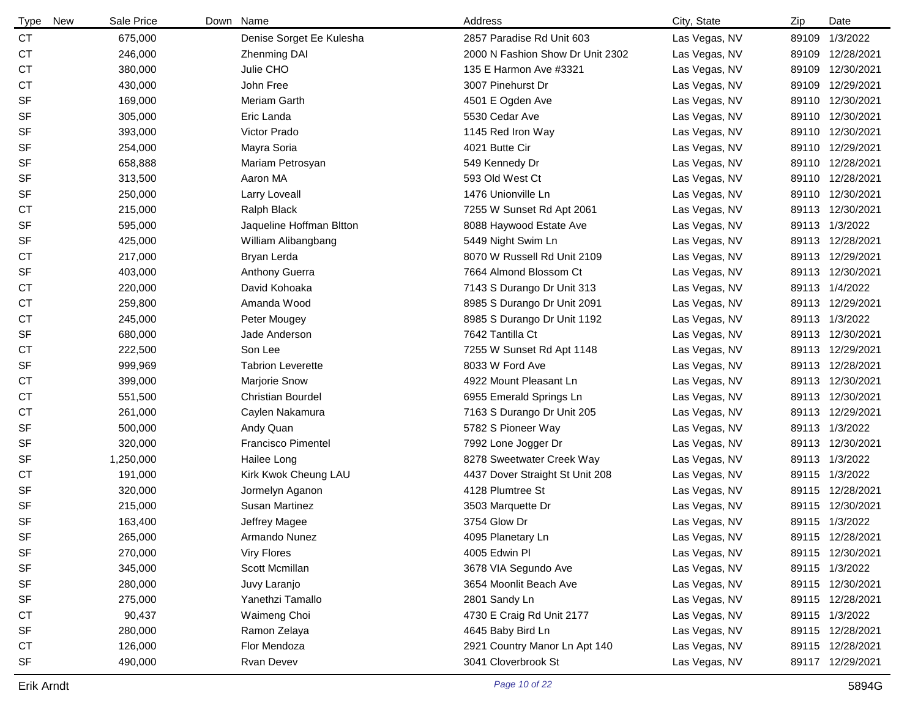| Type | New | Sale Price | Down | Name | Address | City, State | Zip | Date |
|---|---|---|---|---|---|---|---|---|
| CT | | 675,000 | | Denise Sorget Ee Kulesha | 2857 Paradise Rd Unit 603 | Las Vegas, NV | 89109 | 1/3/2022 |
| CT | | 246,000 | | Zhenming DAI | 2000 N Fashion Show Dr Unit 2302 | Las Vegas, NV | 89109 | 12/28/2021 |
| CT | | 380,000 | | Julie CHO | 135 E Harmon Ave #3321 | Las Vegas, NV | 89109 | 12/30/2021 |
| CT | | 430,000 | | John Free | 3007 Pinehurst Dr | Las Vegas, NV | 89109 | 12/29/2021 |
| SF | | 169,000 | | Meriam Garth | 4501 E Ogden Ave | Las Vegas, NV | 89110 | 12/30/2021 |
| SF | | 305,000 | | Eric Landa | 5530 Cedar Ave | Las Vegas, NV | 89110 | 12/30/2021 |
| SF | | 393,000 | | Victor Prado | 1145 Red Iron Way | Las Vegas, NV | 89110 | 12/30/2021 |
| SF | | 254,000 | | Mayra Soria | 4021 Butte Cir | Las Vegas, NV | 89110 | 12/29/2021 |
| SF | | 658,888 | | Mariam Petrosyan | 549 Kennedy Dr | Las Vegas, NV | 89110 | 12/28/2021 |
| SF | | 313,500 | | Aaron MA | 593 Old West Ct | Las Vegas, NV | 89110 | 12/28/2021 |
| SF | | 250,000 | | Larry Loveall | 1476 Unionville Ln | Las Vegas, NV | 89110 | 12/30/2021 |
| CT | | 215,000 | | Ralph Black | 7255 W Sunset Rd Apt 2061 | Las Vegas, NV | 89113 | 12/30/2021 |
| SF | | 595,000 | | Jaqueline Hoffman Bltton | 8088 Haywood Estate Ave | Las Vegas, NV | 89113 | 1/3/2022 |
| SF | | 425,000 | | William Alibangbang | 5449 Night Swim Ln | Las Vegas, NV | 89113 | 12/28/2021 |
| CT | | 217,000 | | Bryan Lerda | 8070 W Russell Rd Unit 2109 | Las Vegas, NV | 89113 | 12/29/2021 |
| SF | | 403,000 | | Anthony Guerra | 7664 Almond Blossom Ct | Las Vegas, NV | 89113 | 12/30/2021 |
| CT | | 220,000 | | David Kohoaka | 7143 S Durango Dr Unit 313 | Las Vegas, NV | 89113 | 1/4/2022 |
| CT | | 259,800 | | Amanda Wood | 8985 S Durango Dr Unit 2091 | Las Vegas, NV | 89113 | 12/29/2021 |
| CT | | 245,000 | | Peter Mougey | 8985 S Durango Dr Unit 1192 | Las Vegas, NV | 89113 | 1/3/2022 |
| SF | | 680,000 | | Jade Anderson | 7642 Tantilla Ct | Las Vegas, NV | 89113 | 12/30/2021 |
| CT | | 222,500 | | Son Lee | 7255 W Sunset Rd Apt 1148 | Las Vegas, NV | 89113 | 12/29/2021 |
| SF | | 999,969 | | Tabrion Leverette | 8033 W Ford Ave | Las Vegas, NV | 89113 | 12/28/2021 |
| CT | | 399,000 | | Marjorie Snow | 4922 Mount Pleasant Ln | Las Vegas, NV | 89113 | 12/30/2021 |
| CT | | 551,500 | | Christian Bourdel | 6955 Emerald Springs Ln | Las Vegas, NV | 89113 | 12/30/2021 |
| CT | | 261,000 | | Caylen Nakamura | 7163 S Durango Dr Unit 205 | Las Vegas, NV | 89113 | 12/29/2021 |
| SF | | 500,000 | | Andy Quan | 5782 S Pioneer Way | Las Vegas, NV | 89113 | 1/3/2022 |
| SF | | 320,000 | | Francisco Pimentel | 7992 Lone Jogger Dr | Las Vegas, NV | 89113 | 12/30/2021 |
| SF | | 1,250,000 | | Hailee Long | 8278 Sweetwater Creek Way | Las Vegas, NV | 89113 | 1/3/2022 |
| CT | | 191,000 | | Kirk Kwok Cheung LAU | 4437 Dover Straight St Unit 208 | Las Vegas, NV | 89115 | 1/3/2022 |
| SF | | 320,000 | | Jormelyn Aganon | 4128 Plumtree St | Las Vegas, NV | 89115 | 12/28/2021 |
| SF | | 215,000 | | Susan Martinez | 3503 Marquette Dr | Las Vegas, NV | 89115 | 12/30/2021 |
| SF | | 163,400 | | Jeffrey Magee | 3754 Glow Dr | Las Vegas, NV | 89115 | 1/3/2022 |
| SF | | 265,000 | | Armando Nunez | 4095 Planetary Ln | Las Vegas, NV | 89115 | 12/28/2021 |
| SF | | 270,000 | | Viry Flores | 4005 Edwin Pl | Las Vegas, NV | 89115 | 12/30/2021 |
| SF | | 345,000 | | Scott Mcmillan | 3678 VIA Segundo Ave | Las Vegas, NV | 89115 | 1/3/2022 |
| SF | | 280,000 | | Juvy Laranjo | 3654 Moonlit Beach Ave | Las Vegas, NV | 89115 | 12/30/2021 |
| SF | | 275,000 | | Yanethzi Tamallo | 2801 Sandy Ln | Las Vegas, NV | 89115 | 12/28/2021 |
| CT | | 90,437 | | Waimeng Choi | 4730 E Craig Rd Unit 2177 | Las Vegas, NV | 89115 | 1/3/2022 |
| SF | | 280,000 | | Ramon Zelaya | 4645 Baby Bird Ln | Las Vegas, NV | 89115 | 12/28/2021 |
| CT | | 126,000 | | Flor Mendoza | 2921 Country Manor Ln Apt 140 | Las Vegas, NV | 89115 | 12/28/2021 |
| SF | | 490,000 | | Rvan Devev | 3041 Cloverbrook St | Las Vegas, NV | 89117 | 12/29/2021 |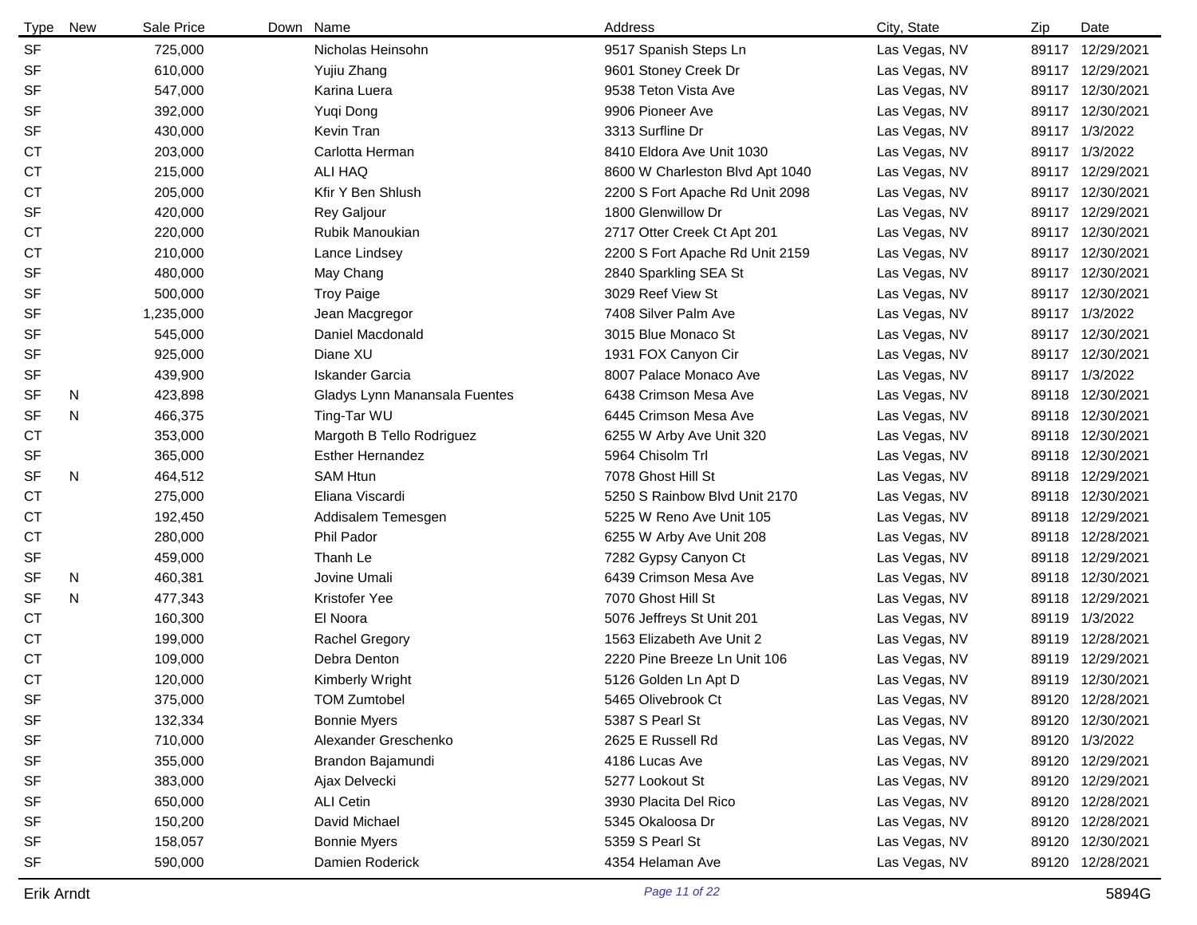| Type | New | Sale Price | Down | Name | Address | City, State | Zip | Date |
|---|---|---|---|---|---|---|---|---|
| SF | | 725,000 | | Nicholas Heinsohn | 9517 Spanish Steps Ln | Las Vegas, NV | 89117 | 12/29/2021 |
| SF | | 610,000 | | Yujiu Zhang | 9601 Stoney Creek Dr | Las Vegas, NV | 89117 | 12/29/2021 |
| SF | | 547,000 | | Karina Luera | 9538 Teton Vista Ave | Las Vegas, NV | 89117 | 12/30/2021 |
| SF | | 392,000 | | Yuqi Dong | 9906 Pioneer Ave | Las Vegas, NV | 89117 | 12/30/2021 |
| SF | | 430,000 | | Kevin Tran | 3313 Surfline Dr | Las Vegas, NV | 89117 | 1/3/2022 |
| CT | | 203,000 | | Carlotta Herman | 8410 Eldora Ave Unit 1030 | Las Vegas, NV | 89117 | 1/3/2022 |
| CT | | 215,000 | | ALI HAQ | 8600 W Charleston Blvd Apt 1040 | Las Vegas, NV | 89117 | 12/29/2021 |
| CT | | 205,000 | | Kfir Y Ben Shlush | 2200 S Fort Apache Rd Unit 2098 | Las Vegas, NV | 89117 | 12/30/2021 |
| SF | | 420,000 | | Rey Galjour | 1800 Glenwillow Dr | Las Vegas, NV | 89117 | 12/29/2021 |
| CT | | 220,000 | | Rubik Manoukian | 2717 Otter Creek Ct Apt 201 | Las Vegas, NV | 89117 | 12/30/2021 |
| CT | | 210,000 | | Lance Lindsey | 2200 S Fort Apache Rd Unit 2159 | Las Vegas, NV | 89117 | 12/30/2021 |
| SF | | 480,000 | | May Chang | 2840 Sparkling SEA St | Las Vegas, NV | 89117 | 12/30/2021 |
| SF | | 500,000 | | Troy Paige | 3029 Reef View St | Las Vegas, NV | 89117 | 12/30/2021 |
| SF | | 1,235,000 | | Jean Macgregor | 7408 Silver Palm Ave | Las Vegas, NV | 89117 | 1/3/2022 |
| SF | | 545,000 | | Daniel Macdonald | 3015 Blue Monaco St | Las Vegas, NV | 89117 | 12/30/2021 |
| SF | | 925,000 | | Diane XU | 1931 FOX Canyon Cir | Las Vegas, NV | 89117 | 12/30/2021 |
| SF | | 439,900 | | Iskander Garcia | 8007 Palace Monaco Ave | Las Vegas, NV | 89117 | 1/3/2022 |
| SF | N | 423,898 | | Gladys Lynn Manansala Fuentes | 6438 Crimson Mesa Ave | Las Vegas, NV | 89118 | 12/30/2021 |
| SF | N | 466,375 | | Ting-Tar WU | 6445 Crimson Mesa Ave | Las Vegas, NV | 89118 | 12/30/2021 |
| CT | | 353,000 | | Margoth B Tello Rodriguez | 6255 W Arby Ave Unit 320 | Las Vegas, NV | 89118 | 12/30/2021 |
| SF | | 365,000 | | Esther Hernandez | 5964 Chisolm Trl | Las Vegas, NV | 89118 | 12/30/2021 |
| SF | N | 464,512 | | SAM Htun | 7078 Ghost Hill St | Las Vegas, NV | 89118 | 12/29/2021 |
| CT | | 275,000 | | Eliana Viscardi | 5250 S Rainbow Blvd Unit 2170 | Las Vegas, NV | 89118 | 12/30/2021 |
| CT | | 192,450 | | Addisalem Temesgen | 5225 W Reno Ave Unit 105 | Las Vegas, NV | 89118 | 12/29/2021 |
| CT | | 280,000 | | Phil Pador | 6255 W Arby Ave Unit 208 | Las Vegas, NV | 89118 | 12/28/2021 |
| SF | | 459,000 | | Thanh Le | 7282 Gypsy Canyon Ct | Las Vegas, NV | 89118 | 12/29/2021 |
| SF | N | 460,381 | | Jovine Umali | 6439 Crimson Mesa Ave | Las Vegas, NV | 89118 | 12/30/2021 |
| SF | N | 477,343 | | Kristofer Yee | 7070 Ghost Hill St | Las Vegas, NV | 89118 | 12/29/2021 |
| CT | | 160,300 | | El Noora | 5076 Jeffreys St Unit 201 | Las Vegas, NV | 89119 | 1/3/2022 |
| CT | | 199,000 | | Rachel Gregory | 1563 Elizabeth Ave Unit 2 | Las Vegas, NV | 89119 | 12/28/2021 |
| CT | | 109,000 | | Debra Denton | 2220 Pine Breeze Ln Unit 106 | Las Vegas, NV | 89119 | 12/29/2021 |
| CT | | 120,000 | | Kimberly Wright | 5126 Golden Ln Apt D | Las Vegas, NV | 89119 | 12/30/2021 |
| SF | | 375,000 | | TOM Zumtobel | 5465 Olivebrook Ct | Las Vegas, NV | 89120 | 12/28/2021 |
| SF | | 132,334 | | Bonnie Myers | 5387 S Pearl St | Las Vegas, NV | 89120 | 12/30/2021 |
| SF | | 710,000 | | Alexander Greschenko | 2625 E Russell Rd | Las Vegas, NV | 89120 | 1/3/2022 |
| SF | | 355,000 | | Brandon Bajamundi | 4186 Lucas Ave | Las Vegas, NV | 89120 | 12/29/2021 |
| SF | | 383,000 | | Ajax Delvecki | 5277 Lookout St | Las Vegas, NV | 89120 | 12/29/2021 |
| SF | | 650,000 | | ALI Cetin | 3930 Placita Del Rico | Las Vegas, NV | 89120 | 12/28/2021 |
| SF | | 150,200 | | David Michael | 5345 Okaloosa Dr | Las Vegas, NV | 89120 | 12/28/2021 |
| SF | | 158,057 | | Bonnie Myers | 5359 S Pearl St | Las Vegas, NV | 89120 | 12/30/2021 |
| SF | | 590,000 | | Damien Roderick | 4354 Helaman Ave | Las Vegas, NV | 89120 | 12/28/2021 |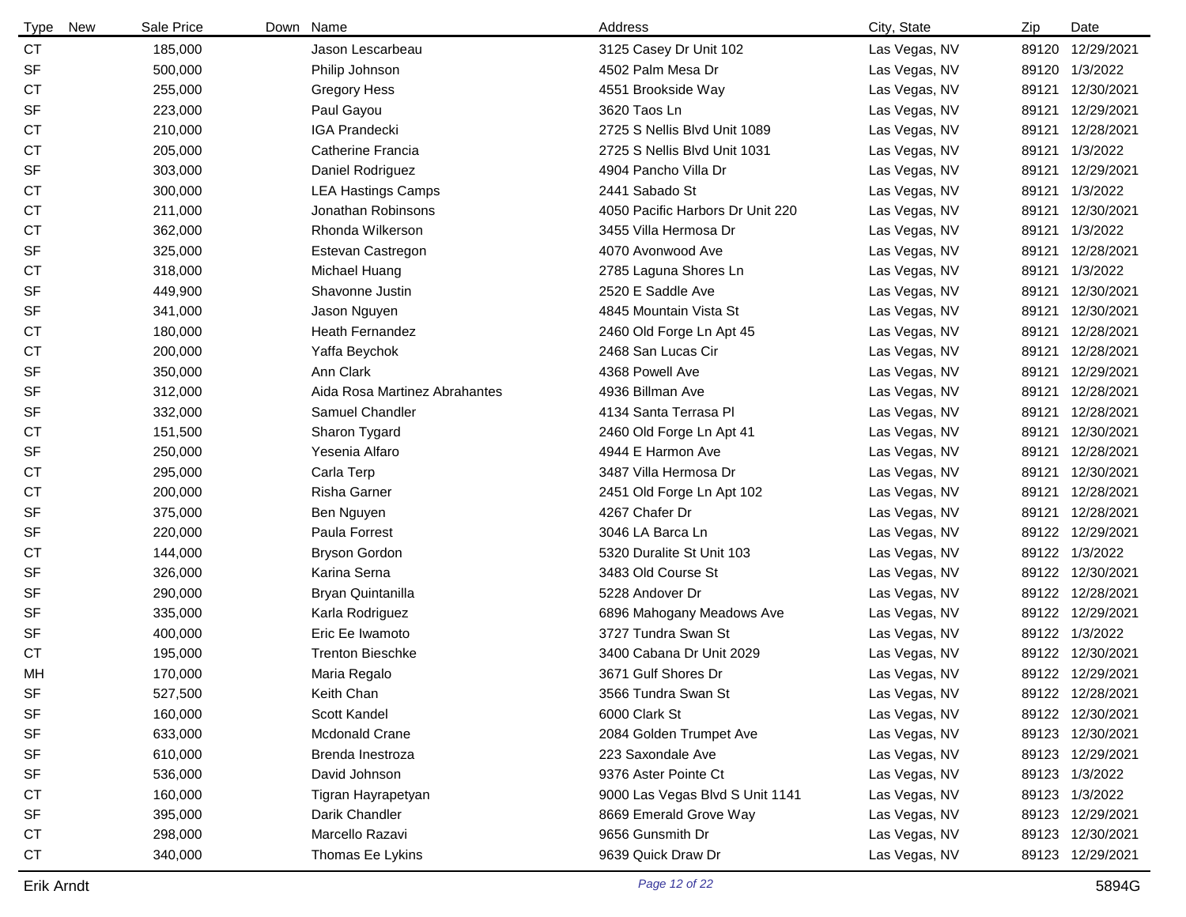| Type | New | Sale Price | Down | Name | Address | City, State | Zip | Date |
|---|---|---|---|---|---|---|---|---|
| CT | | 185,000 | | Jason Lescarbeau | 3125 Casey Dr Unit 102 | Las Vegas, NV | 89120 | 12/29/2021 |
| SF | | 500,000 | | Philip Johnson | 4502 Palm Mesa Dr | Las Vegas, NV | 89120 | 1/3/2022 |
| CT | | 255,000 | | Gregory Hess | 4551 Brookside Way | Las Vegas, NV | 89121 | 12/30/2021 |
| SF | | 223,000 | | Paul Gayou | 3620 Taos Ln | Las Vegas, NV | 89121 | 12/29/2021 |
| CT | | 210,000 | | IGA Prandecki | 2725 S Nellis Blvd Unit 1089 | Las Vegas, NV | 89121 | 12/28/2021 |
| CT | | 205,000 | | Catherine Francia | 2725 S Nellis Blvd Unit 1031 | Las Vegas, NV | 89121 | 1/3/2022 |
| SF | | 303,000 | | Daniel Rodriguez | 4904 Pancho Villa Dr | Las Vegas, NV | 89121 | 12/29/2021 |
| CT | | 300,000 | | LEA Hastings Camps | 2441 Sabado St | Las Vegas, NV | 89121 | 1/3/2022 |
| CT | | 211,000 | | Jonathan Robinsons | 4050 Pacific Harbors Dr Unit 220 | Las Vegas, NV | 89121 | 12/30/2021 |
| CT | | 362,000 | | Rhonda Wilkerson | 3455 Villa Hermosa Dr | Las Vegas, NV | 89121 | 1/3/2022 |
| SF | | 325,000 | | Estevan Castregon | 4070 Avonwood Ave | Las Vegas, NV | 89121 | 12/28/2021 |
| CT | | 318,000 | | Michael Huang | 2785 Laguna Shores Ln | Las Vegas, NV | 89121 | 1/3/2022 |
| SF | | 449,900 | | Shavonne Justin | 2520 E Saddle Ave | Las Vegas, NV | 89121 | 12/30/2021 |
| SF | | 341,000 | | Jason Nguyen | 4845 Mountain Vista St | Las Vegas, NV | 89121 | 12/30/2021 |
| CT | | 180,000 | | Heath Fernandez | 2460 Old Forge Ln Apt 45 | Las Vegas, NV | 89121 | 12/28/2021 |
| CT | | 200,000 | | Yaffa Beychok | 2468 San Lucas Cir | Las Vegas, NV | 89121 | 12/28/2021 |
| SF | | 350,000 | | Ann Clark | 4368 Powell Ave | Las Vegas, NV | 89121 | 12/29/2021 |
| SF | | 312,000 | | Aida Rosa Martinez Abrahantes | 4936 Billman Ave | Las Vegas, NV | 89121 | 12/28/2021 |
| SF | | 332,000 | | Samuel Chandler | 4134 Santa Terrasa Pl | Las Vegas, NV | 89121 | 12/28/2021 |
| CT | | 151,500 | | Sharon Tygard | 2460 Old Forge Ln Apt 41 | Las Vegas, NV | 89121 | 12/30/2021 |
| SF | | 250,000 | | Yesenia Alfaro | 4944 E Harmon Ave | Las Vegas, NV | 89121 | 12/28/2021 |
| CT | | 295,000 | | Carla Terp | 3487 Villa Hermosa Dr | Las Vegas, NV | 89121 | 12/30/2021 |
| CT | | 200,000 | | Risha Garner | 2451 Old Forge Ln Apt 102 | Las Vegas, NV | 89121 | 12/28/2021 |
| SF | | 375,000 | | Ben Nguyen | 4267 Chafer Dr | Las Vegas, NV | 89121 | 12/28/2021 |
| SF | | 220,000 | | Paula Forrest | 3046 LA Barca Ln | Las Vegas, NV | 89122 | 12/29/2021 |
| CT | | 144,000 | | Bryson Gordon | 5320 Duralite St Unit 103 | Las Vegas, NV | 89122 | 1/3/2022 |
| SF | | 326,000 | | Karina Serna | 3483 Old Course St | Las Vegas, NV | 89122 | 12/30/2021 |
| SF | | 290,000 | | Bryan Quintanilla | 5228 Andover Dr | Las Vegas, NV | 89122 | 12/28/2021 |
| SF | | 335,000 | | Karla Rodriguez | 6896 Mahogany Meadows Ave | Las Vegas, NV | 89122 | 12/29/2021 |
| SF | | 400,000 | | Eric Ee Iwamoto | 3727 Tundra Swan St | Las Vegas, NV | 89122 | 1/3/2022 |
| CT | | 195,000 | | Trenton Bieschke | 3400 Cabana Dr Unit 2029 | Las Vegas, NV | 89122 | 12/30/2021 |
| MH | | 170,000 | | Maria Regalo | 3671 Gulf Shores Dr | Las Vegas, NV | 89122 | 12/29/2021 |
| SF | | 527,500 | | Keith Chan | 3566 Tundra Swan St | Las Vegas, NV | 89122 | 12/28/2021 |
| SF | | 160,000 | | Scott Kandel | 6000 Clark St | Las Vegas, NV | 89122 | 12/30/2021 |
| SF | | 633,000 | | Mcdonald Crane | 2084 Golden Trumpet Ave | Las Vegas, NV | 89123 | 12/30/2021 |
| SF | | 610,000 | | Brenda Inestroza | 223 Saxondale Ave | Las Vegas, NV | 89123 | 12/29/2021 |
| SF | | 536,000 | | David Johnson | 9376 Aster Pointe Ct | Las Vegas, NV | 89123 | 1/3/2022 |
| CT | | 160,000 | | Tigran Hayrapetyan | 9000 Las Vegas Blvd S Unit 1141 | Las Vegas, NV | 89123 | 1/3/2022 |
| SF | | 395,000 | | Darik Chandler | 8669 Emerald Grove Way | Las Vegas, NV | 89123 | 12/29/2021 |
| CT | | 298,000 | | Marcello Razavi | 9656 Gunsmith Dr | Las Vegas, NV | 89123 | 12/30/2021 |
| CT | | 340,000 | | Thomas Ee Lykins | 9639 Quick Draw Dr | Las Vegas, NV | 89123 | 12/29/2021 |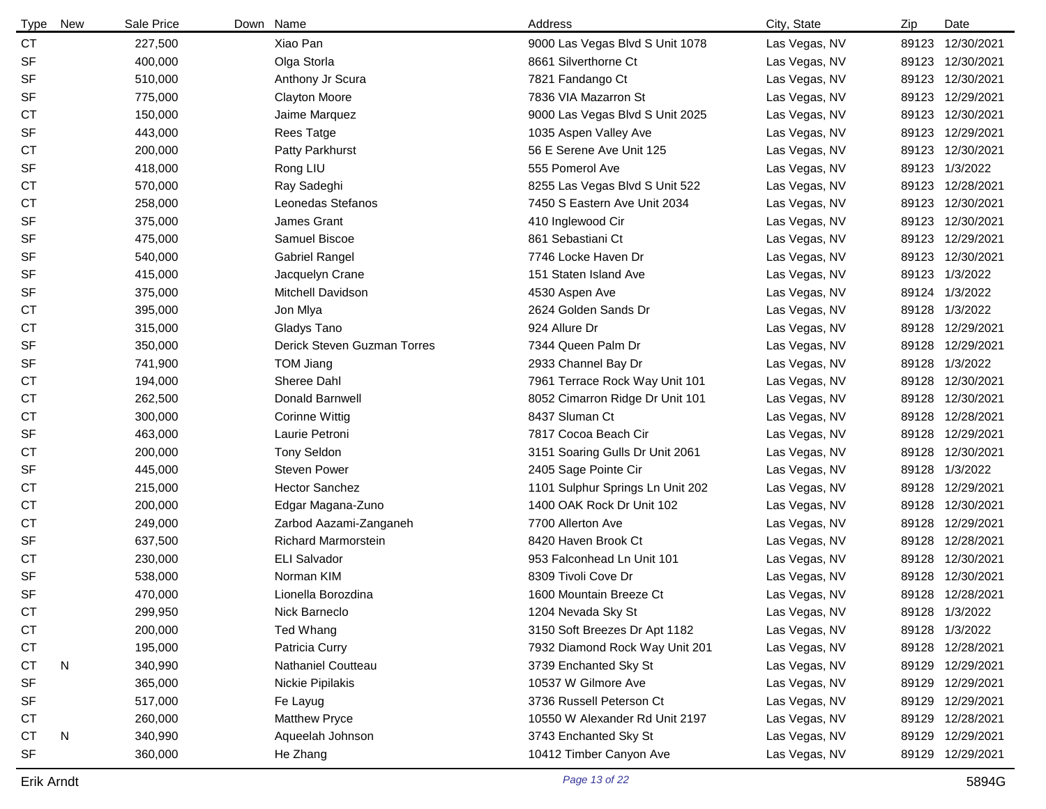| Type | New | Sale Price | Down | Name | Address | City, State | Zip | Date |
|---|---|---|---|---|---|---|---|---|
| CT | | 227,500 | | Xiao Pan | 9000 Las Vegas Blvd S Unit 1078 | Las Vegas, NV | 89123 | 12/30/2021 |
| SF | | 400,000 | | Olga Storla | 8661 Silverthorne Ct | Las Vegas, NV | 89123 | 12/30/2021 |
| SF | | 510,000 | | Anthony Jr Scura | 7821 Fandango Ct | Las Vegas, NV | 89123 | 12/30/2021 |
| SF | | 775,000 | | Clayton Moore | 7836 VIA Mazarron St | Las Vegas, NV | 89123 | 12/29/2021 |
| CT | | 150,000 | | Jaime Marquez | 9000 Las Vegas Blvd S Unit 2025 | Las Vegas, NV | 89123 | 12/30/2021 |
| SF | | 443,000 | | Rees Tatge | 1035 Aspen Valley Ave | Las Vegas, NV | 89123 | 12/29/2021 |
| CT | | 200,000 | | Patty Parkhurst | 56 E Serene Ave Unit 125 | Las Vegas, NV | 89123 | 12/30/2021 |
| SF | | 418,000 | | Rong LIU | 555 Pomerol Ave | Las Vegas, NV | 89123 | 1/3/2022 |
| CT | | 570,000 | | Ray Sadeghi | 8255 Las Vegas Blvd S Unit 522 | Las Vegas, NV | 89123 | 12/28/2021 |
| CT | | 258,000 | | Leonedas Stefanos | 7450 S Eastern Ave Unit 2034 | Las Vegas, NV | 89123 | 12/30/2021 |
| SF | | 375,000 | | James Grant | 410 Inglewood Cir | Las Vegas, NV | 89123 | 12/30/2021 |
| SF | | 475,000 | | Samuel Biscoe | 861 Sebastiani Ct | Las Vegas, NV | 89123 | 12/29/2021 |
| SF | | 540,000 | | Gabriel Rangel | 7746 Locke Haven Dr | Las Vegas, NV | 89123 | 12/30/2021 |
| SF | | 415,000 | | Jacquelyn Crane | 151 Staten Island Ave | Las Vegas, NV | 89123 | 1/3/2022 |
| SF | | 375,000 | | Mitchell Davidson | 4530 Aspen Ave | Las Vegas, NV | 89124 | 1/3/2022 |
| CT | | 395,000 | | Jon Mlya | 2624 Golden Sands Dr | Las Vegas, NV | 89128 | 1/3/2022 |
| CT | | 315,000 | | Gladys Tano | 924 Allure Dr | Las Vegas, NV | 89128 | 12/29/2021 |
| SF | | 350,000 | | Derick Steven Guzman Torres | 7344 Queen Palm Dr | Las Vegas, NV | 89128 | 12/29/2021 |
| SF | | 741,900 | | TOM Jiang | 2933 Channel Bay Dr | Las Vegas, NV | 89128 | 1/3/2022 |
| CT | | 194,000 | | Sheree Dahl | 7961 Terrace Rock Way Unit 101 | Las Vegas, NV | 89128 | 12/30/2021 |
| CT | | 262,500 | | Donald Barnwell | 8052 Cimarron Ridge Dr Unit 101 | Las Vegas, NV | 89128 | 12/30/2021 |
| CT | | 300,000 | | Corinne Wittig | 8437 Sluman Ct | Las Vegas, NV | 89128 | 12/28/2021 |
| SF | | 463,000 | | Laurie Petroni | 7817 Cocoa Beach Cir | Las Vegas, NV | 89128 | 12/29/2021 |
| CT | | 200,000 | | Tony Seldon | 3151 Soaring Gulls Dr Unit 2061 | Las Vegas, NV | 89128 | 12/30/2021 |
| SF | | 445,000 | | Steven Power | 2405 Sage Pointe Cir | Las Vegas, NV | 89128 | 1/3/2022 |
| CT | | 215,000 | | Hector Sanchez | 1101 Sulphur Springs Ln Unit 202 | Las Vegas, NV | 89128 | 12/29/2021 |
| CT | | 200,000 | | Edgar Magana-Zuno | 1400 OAK Rock Dr Unit 102 | Las Vegas, NV | 89128 | 12/30/2021 |
| CT | | 249,000 | | Zarbod Aazami-Zanganeh | 7700 Allerton Ave | Las Vegas, NV | 89128 | 12/29/2021 |
| SF | | 637,500 | | Richard Marmorstein | 8420 Haven Brook Ct | Las Vegas, NV | 89128 | 12/28/2021 |
| CT | | 230,000 | | ELI Salvador | 953 Falconhead Ln Unit 101 | Las Vegas, NV | 89128 | 12/30/2021 |
| SF | | 538,000 | | Norman KIM | 8309 Tivoli Cove Dr | Las Vegas, NV | 89128 | 12/30/2021 |
| SF | | 470,000 | | Lionella Borozdina | 1600 Mountain Breeze Ct | Las Vegas, NV | 89128 | 12/28/2021 |
| CT | | 299,950 | | Nick Barneclo | 1204 Nevada Sky St | Las Vegas, NV | 89128 | 1/3/2022 |
| CT | | 200,000 | | Ted Whang | 3150 Soft Breezes Dr Apt 1182 | Las Vegas, NV | 89128 | 1/3/2022 |
| CT | | 195,000 | | Patricia Curry | 7932 Diamond Rock Way Unit 201 | Las Vegas, NV | 89128 | 12/28/2021 |
| CT | N | 340,990 | | Nathaniel Coutteau | 3739 Enchanted Sky St | Las Vegas, NV | 89129 | 12/29/2021 |
| SF | | 365,000 | | Nickie Pipilakis | 10537 W Gilmore Ave | Las Vegas, NV | 89129 | 12/29/2021 |
| SF | | 517,000 | | Fe Layug | 3736 Russell Peterson Ct | Las Vegas, NV | 89129 | 12/29/2021 |
| CT | | 260,000 | | Matthew Pryce | 10550 W Alexander Rd Unit 2197 | Las Vegas, NV | 89129 | 12/28/2021 |
| CT | N | 340,990 | | Aqueelah Johnson | 3743 Enchanted Sky St | Las Vegas, NV | 89129 | 12/29/2021 |
| SF | | 360,000 | | He Zhang | 10412 Timber Canyon Ave | Las Vegas, NV | 89129 | 12/29/2021 |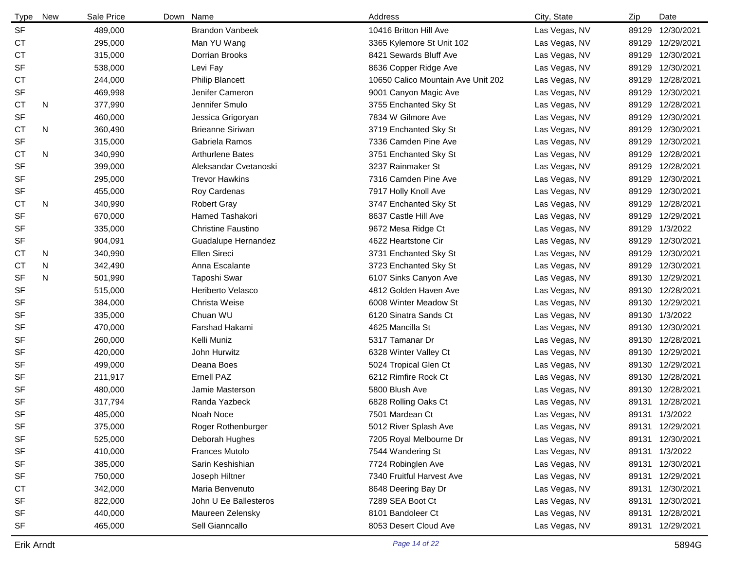| Type | New | Sale Price | Down | Name | Address | City, State | Zip | Date |
|---|---|---|---|---|---|---|---|---|
| SF | | 489,000 | | Brandon Vanbeek | 10416 Britton Hill Ave | Las Vegas, NV | 89129 | 12/30/2021 |
| CT | | 295,000 | | Man YU Wang | 3365 Kylemore St Unit 102 | Las Vegas, NV | 89129 | 12/29/2021 |
| CT | | 315,000 | | Dorrian Brooks | 8421 Sewards Bluff Ave | Las Vegas, NV | 89129 | 12/30/2021 |
| SF | | 538,000 | | Levi Fay | 8636 Copper Ridge Ave | Las Vegas, NV | 89129 | 12/30/2021 |
| CT | | 244,000 | | Philip Blancett | 10650 Calico Mountain Ave Unit 202 | Las Vegas, NV | 89129 | 12/28/2021 |
| SF | | 469,998 | | Jenifer Cameron | 9001 Canyon Magic Ave | Las Vegas, NV | 89129 | 12/30/2021 |
| CT | N | 377,990 | | Jennifer Smulo | 3755 Enchanted Sky St | Las Vegas, NV | 89129 | 12/28/2021 |
| SF | | 460,000 | | Jessica Grigoryan | 7834 W Gilmore Ave | Las Vegas, NV | 89129 | 12/30/2021 |
| CT | N | 360,490 | | Brieanne Siriwan | 3719 Enchanted Sky St | Las Vegas, NV | 89129 | 12/30/2021 |
| SF | | 315,000 | | Gabriela Ramos | 7336 Camden Pine Ave | Las Vegas, NV | 89129 | 12/30/2021 |
| CT | N | 340,990 | | Arthurlene Bates | 3751 Enchanted Sky St | Las Vegas, NV | 89129 | 12/28/2021 |
| SF | | 399,000 | | Aleksandar Cvetanoski | 3237 Rainmaker St | Las Vegas, NV | 89129 | 12/28/2021 |
| SF | | 295,000 | | Trevor Hawkins | 7316 Camden Pine Ave | Las Vegas, NV | 89129 | 12/30/2021 |
| SF | | 455,000 | | Roy Cardenas | 7917 Holly Knoll Ave | Las Vegas, NV | 89129 | 12/30/2021 |
| CT | N | 340,990 | | Robert Gray | 3747 Enchanted Sky St | Las Vegas, NV | 89129 | 12/28/2021 |
| SF | | 670,000 | | Hamed Tashakori | 8637 Castle Hill Ave | Las Vegas, NV | 89129 | 12/29/2021 |
| SF | | 335,000 | | Christine Faustino | 9672 Mesa Ridge Ct | Las Vegas, NV | 89129 | 1/3/2022 |
| SF | | 904,091 | | Guadalupe Hernandez | 4622 Heartstone Cir | Las Vegas, NV | 89129 | 12/30/2021 |
| CT | N | 340,990 | | Ellen Sireci | 3731 Enchanted Sky St | Las Vegas, NV | 89129 | 12/30/2021 |
| CT | N | 342,490 | | Anna Escalante | 3723 Enchanted Sky St | Las Vegas, NV | 89129 | 12/30/2021 |
| SF | N | 501,990 | | Taposhi Swar | 6107 Sinks Canyon Ave | Las Vegas, NV | 89130 | 12/29/2021 |
| SF | | 515,000 | | Heriberto Velasco | 4812 Golden Haven Ave | Las Vegas, NV | 89130 | 12/28/2021 |
| SF | | 384,000 | | Christa Weise | 6008 Winter Meadow St | Las Vegas, NV | 89130 | 12/29/2021 |
| SF | | 335,000 | | Chuan WU | 6120 Sinatra Sands Ct | Las Vegas, NV | 89130 | 1/3/2022 |
| SF | | 470,000 | | Farshad Hakami | 4625 Mancilla St | Las Vegas, NV | 89130 | 12/30/2021 |
| SF | | 260,000 | | Kelli Muniz | 5317 Tamanar Dr | Las Vegas, NV | 89130 | 12/28/2021 |
| SF | | 420,000 | | John Hurwitz | 6328 Winter Valley Ct | Las Vegas, NV | 89130 | 12/29/2021 |
| SF | | 499,000 | | Deana Boes | 5024 Tropical Glen Ct | Las Vegas, NV | 89130 | 12/29/2021 |
| SF | | 211,917 | | Ernell PAZ | 6212 Rimfire Rock Ct | Las Vegas, NV | 89130 | 12/28/2021 |
| SF | | 480,000 | | Jamie Masterson | 5800 Blush Ave | Las Vegas, NV | 89130 | 12/28/2021 |
| SF | | 317,794 | | Randa Yazbeck | 6828 Rolling Oaks Ct | Las Vegas, NV | 89131 | 12/28/2021 |
| SF | | 485,000 | | Noah Noce | 7501 Mardean Ct | Las Vegas, NV | 89131 | 1/3/2022 |
| SF | | 375,000 | | Roger Rothenburger | 5012 River Splash Ave | Las Vegas, NV | 89131 | 12/29/2021 |
| SF | | 525,000 | | Deborah Hughes | 7205 Royal Melbourne Dr | Las Vegas, NV | 89131 | 12/30/2021 |
| SF | | 410,000 | | Frances Mutolo | 7544 Wandering St | Las Vegas, NV | 89131 | 1/3/2022 |
| SF | | 385,000 | | Sarin Keshishian | 7724 Robinglen Ave | Las Vegas, NV | 89131 | 12/30/2021 |
| SF | | 750,000 | | Joseph Hiltner | 7340 Fruitful Harvest Ave | Las Vegas, NV | 89131 | 12/29/2021 |
| CT | | 342,000 | | Maria Benvenuto | 8648 Deering Bay Dr | Las Vegas, NV | 89131 | 12/30/2021 |
| SF | | 822,000 | | John U Ee Ballesteros | 7289 SEA Boot Ct | Las Vegas, NV | 89131 | 12/30/2021 |
| SF | | 440,000 | | Maureen Zelensky | 8101 Bandoleer Ct | Las Vegas, NV | 89131 | 12/28/2021 |
| SF | | 465,000 | | Sell Gianncallo | 8053 Desert Cloud Ave | Las Vegas, NV | 89131 | 12/29/2021 |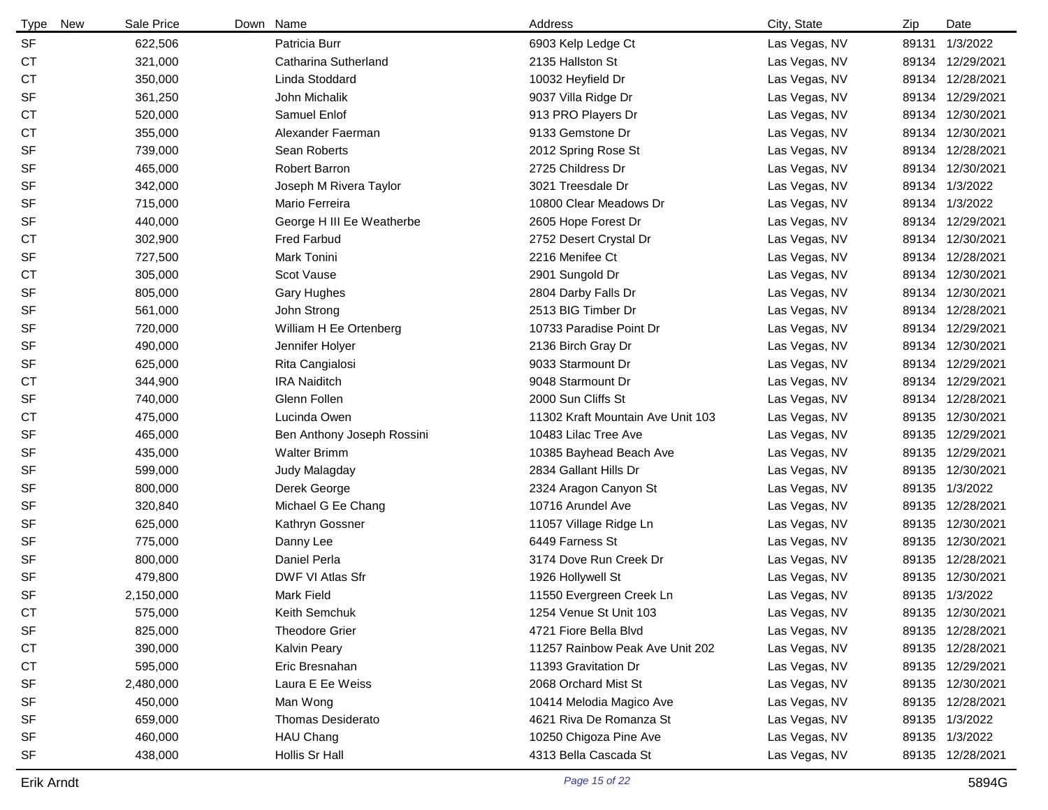| Type | New | Sale Price | Down | Name | Address | City, State | Zip | Date |
|---|---|---|---|---|---|---|---|---|
| SF | | 622,506 | | Patricia Burr | 6903 Kelp Ledge Ct | Las Vegas, NV | 89131 | 1/3/2022 |
| CT | | 321,000 | | Catharina Sutherland | 2135 Hallston St | Las Vegas, NV | 89134 | 12/29/2021 |
| CT | | 350,000 | | Linda Stoddard | 10032 Heyfield Dr | Las Vegas, NV | 89134 | 12/28/2021 |
| SF | | 361,250 | | John Michalik | 9037 Villa Ridge Dr | Las Vegas, NV | 89134 | 12/29/2021 |
| CT | | 520,000 | | Samuel Enlof | 913 PRO Players Dr | Las Vegas, NV | 89134 | 12/30/2021 |
| CT | | 355,000 | | Alexander Faerman | 9133 Gemstone Dr | Las Vegas, NV | 89134 | 12/30/2021 |
| SF | | 739,000 | | Sean Roberts | 2012 Spring Rose St | Las Vegas, NV | 89134 | 12/28/2021 |
| SF | | 465,000 | | Robert Barron | 2725 Childress Dr | Las Vegas, NV | 89134 | 12/30/2021 |
| SF | | 342,000 | | Joseph M Rivera Taylor | 3021 Treesdale Dr | Las Vegas, NV | 89134 | 1/3/2022 |
| SF | | 715,000 | | Mario Ferreira | 10800 Clear Meadows Dr | Las Vegas, NV | 89134 | 1/3/2022 |
| SF | | 440,000 | | George H III Ee Weatherbe | 2605 Hope Forest Dr | Las Vegas, NV | 89134 | 12/29/2021 |
| CT | | 302,900 | | Fred Farbud | 2752 Desert Crystal Dr | Las Vegas, NV | 89134 | 12/30/2021 |
| SF | | 727,500 | | Mark Tonini | 2216 Menifee Ct | Las Vegas, NV | 89134 | 12/28/2021 |
| CT | | 305,000 | | Scot Vause | 2901 Sungold Dr | Las Vegas, NV | 89134 | 12/30/2021 |
| SF | | 805,000 | | Gary Hughes | 2804 Darby Falls Dr | Las Vegas, NV | 89134 | 12/30/2021 |
| SF | | 561,000 | | John Strong | 2513 BIG Timber Dr | Las Vegas, NV | 89134 | 12/28/2021 |
| SF | | 720,000 | | William H Ee Ortenberg | 10733 Paradise Point Dr | Las Vegas, NV | 89134 | 12/29/2021 |
| SF | | 490,000 | | Jennifer Holyer | 2136 Birch Gray Dr | Las Vegas, NV | 89134 | 12/30/2021 |
| SF | | 625,000 | | Rita Cangialosi | 9033 Starmount Dr | Las Vegas, NV | 89134 | 12/29/2021 |
| CT | | 344,900 | | IRA Naiditch | 9048 Starmount Dr | Las Vegas, NV | 89134 | 12/29/2021 |
| SF | | 740,000 | | Glenn Follen | 2000 Sun Cliffs St | Las Vegas, NV | 89134 | 12/28/2021 |
| CT | | 475,000 | | Lucinda Owen | 11302 Kraft Mountain Ave Unit 103 | Las Vegas, NV | 89135 | 12/30/2021 |
| SF | | 465,000 | | Ben Anthony Joseph Rossini | 10483 Lilac Tree Ave | Las Vegas, NV | 89135 | 12/29/2021 |
| SF | | 435,000 | | Walter Brimm | 10385 Bayhead Beach Ave | Las Vegas, NV | 89135 | 12/29/2021 |
| SF | | 599,000 | | Judy Malagday | 2834 Gallant Hills Dr | Las Vegas, NV | 89135 | 12/30/2021 |
| SF | | 800,000 | | Derek George | 2324 Aragon Canyon St | Las Vegas, NV | 89135 | 1/3/2022 |
| SF | | 320,840 | | Michael G Ee Chang | 10716 Arundel Ave | Las Vegas, NV | 89135 | 12/28/2021 |
| SF | | 625,000 | | Kathryn Gossner | 11057 Village Ridge Ln | Las Vegas, NV | 89135 | 12/30/2021 |
| SF | | 775,000 | | Danny Lee | 6449 Farness St | Las Vegas, NV | 89135 | 12/30/2021 |
| SF | | 800,000 | | Daniel Perla | 3174 Dove Run Creek Dr | Las Vegas, NV | 89135 | 12/28/2021 |
| SF | | 479,800 | | DWF VI Atlas Sfr | 1926 Hollywell St | Las Vegas, NV | 89135 | 12/30/2021 |
| SF | | 2,150,000 | | Mark Field | 11550 Evergreen Creek Ln | Las Vegas, NV | 89135 | 1/3/2022 |
| CT | | 575,000 | | Keith Semchuk | 1254 Venue St Unit 103 | Las Vegas, NV | 89135 | 12/30/2021 |
| SF | | 825,000 | | Theodore Grier | 4721 Fiore Bella Blvd | Las Vegas, NV | 89135 | 12/28/2021 |
| CT | | 390,000 | | Kalvin Peary | 11257 Rainbow Peak Ave Unit 202 | Las Vegas, NV | 89135 | 12/28/2021 |
| CT | | 595,000 | | Eric Bresnahan | 11393 Gravitation Dr | Las Vegas, NV | 89135 | 12/29/2021 |
| SF | | 2,480,000 | | Laura E Ee Weiss | 2068 Orchard Mist St | Las Vegas, NV | 89135 | 12/30/2021 |
| SF | | 450,000 | | Man Wong | 10414 Melodia Magico Ave | Las Vegas, NV | 89135 | 12/28/2021 |
| SF | | 659,000 | | Thomas Desiderato | 4621 Riva De Romanza St | Las Vegas, NV | 89135 | 1/3/2022 |
| SF | | 460,000 | | HAU Chang | 10250 Chigoza Pine Ave | Las Vegas, NV | 89135 | 1/3/2022 |
| SF | | 438,000 | | Hollis Sr Hall | 4313 Bella Cascada St | Las Vegas, NV | 89135 | 12/28/2021 |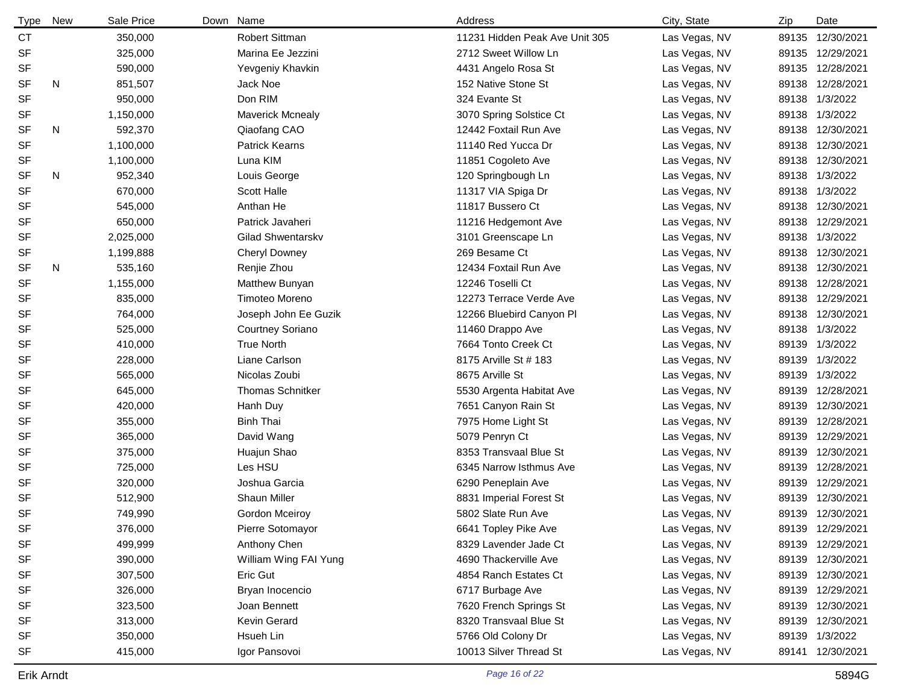| Type | New | Sale Price | Down | Name | Address | City, State | Zip | Date |
|---|---|---|---|---|---|---|---|---|
| CT | | 350,000 | | Robert Sittman | 11231 Hidden Peak Ave Unit 305 | Las Vegas, NV | 89135 | 12/30/2021 |
| SF | | 325,000 | | Marina Ee Jezzini | 2712 Sweet Willow Ln | Las Vegas, NV | 89135 | 12/29/2021 |
| SF | | 590,000 | | Yevgeniy Khavkin | 4431 Angelo Rosa St | Las Vegas, NV | 89135 | 12/28/2021 |
| SF | N | 851,507 | | Jack Noe | 152 Native Stone St | Las Vegas, NV | 89138 | 12/28/2021 |
| SF | | 950,000 | | Don RIM | 324 Evante St | Las Vegas, NV | 89138 | 1/3/2022 |
| SF | | 1,150,000 | | Maverick Mcnealy | 3070 Spring Solstice Ct | Las Vegas, NV | 89138 | 1/3/2022 |
| SF | N | 592,370 | | Qiaofang CAO | 12442 Foxtail Run Ave | Las Vegas, NV | 89138 | 12/30/2021 |
| SF | | 1,100,000 | | Patrick Kearns | 11140 Red Yucca Dr | Las Vegas, NV | 89138 | 12/30/2021 |
| SF | | 1,100,000 | | Luna KIM | 11851 Cogoleto Ave | Las Vegas, NV | 89138 | 12/30/2021 |
| SF | N | 952,340 | | Louis George | 120 Springbough Ln | Las Vegas, NV | 89138 | 1/3/2022 |
| SF | | 670,000 | | Scott Halle | 11317 VIA Spiga Dr | Las Vegas, NV | 89138 | 1/3/2022 |
| SF | | 545,000 | | Anthan He | 11817 Bussero Ct | Las Vegas, NV | 89138 | 12/30/2021 |
| SF | | 650,000 | | Patrick Javaheri | 11216 Hedgemont Ave | Las Vegas, NV | 89138 | 12/29/2021 |
| SF | | 2,025,000 | | Gilad Shwentarskv | 3101 Greenscape Ln | Las Vegas, NV | 89138 | 1/3/2022 |
| SF | | 1,199,888 | | Cheryl Downey | 269 Besame Ct | Las Vegas, NV | 89138 | 12/30/2021 |
| SF | N | 535,160 | | Renjie Zhou | 12434 Foxtail Run Ave | Las Vegas, NV | 89138 | 12/30/2021 |
| SF | | 1,155,000 | | Matthew Bunyan | 12246 Toselli Ct | Las Vegas, NV | 89138 | 12/28/2021 |
| SF | | 835,000 | | Timoteo Moreno | 12273 Terrace Verde Ave | Las Vegas, NV | 89138 | 12/29/2021 |
| SF | | 764,000 | | Joseph John Ee Guzik | 12266 Bluebird Canyon Pl | Las Vegas, NV | 89138 | 12/30/2021 |
| SF | | 525,000 | | Courtney Soriano | 11460 Drappo Ave | Las Vegas, NV | 89138 | 1/3/2022 |
| SF | | 410,000 | | True North | 7664 Tonto Creek Ct | Las Vegas, NV | 89139 | 1/3/2022 |
| SF | | 228,000 | | Liane Carlson | 8175 Arville St # 183 | Las Vegas, NV | 89139 | 1/3/2022 |
| SF | | 565,000 | | Nicolas Zoubi | 8675 Arville St | Las Vegas, NV | 89139 | 1/3/2022 |
| SF | | 645,000 | | Thomas Schnitker | 5530 Argenta Habitat Ave | Las Vegas, NV | 89139 | 12/28/2021 |
| SF | | 420,000 | | Hanh Duy | 7651 Canyon Rain St | Las Vegas, NV | 89139 | 12/30/2021 |
| SF | | 355,000 | | Binh Thai | 7975 Home Light St | Las Vegas, NV | 89139 | 12/28/2021 |
| SF | | 365,000 | | David Wang | 5079 Penryn Ct | Las Vegas, NV | 89139 | 12/29/2021 |
| SF | | 375,000 | | Huajun Shao | 8353 Transvaal Blue St | Las Vegas, NV | 89139 | 12/30/2021 |
| SF | | 725,000 | | Les HSU | 6345 Narrow Isthmus Ave | Las Vegas, NV | 89139 | 12/28/2021 |
| SF | | 320,000 | | Joshua Garcia | 6290 Peneplain Ave | Las Vegas, NV | 89139 | 12/29/2021 |
| SF | | 512,900 | | Shaun Miller | 8831 Imperial Forest St | Las Vegas, NV | 89139 | 12/30/2021 |
| SF | | 749,990 | | Gordon Mceiroy | 5802 Slate Run Ave | Las Vegas, NV | 89139 | 12/30/2021 |
| SF | | 376,000 | | Pierre Sotomayor | 6641 Topley Pike Ave | Las Vegas, NV | 89139 | 12/29/2021 |
| SF | | 499,999 | | Anthony Chen | 8329 Lavender Jade Ct | Las Vegas, NV | 89139 | 12/29/2021 |
| SF | | 390,000 | | William Wing FAI Yung | 4690 Thackerville Ave | Las Vegas, NV | 89139 | 12/30/2021 |
| SF | | 307,500 | | Eric Gut | 4854 Ranch Estates Ct | Las Vegas, NV | 89139 | 12/30/2021 |
| SF | | 326,000 | | Bryan Inocencio | 6717 Burbage Ave | Las Vegas, NV | 89139 | 12/29/2021 |
| SF | | 323,500 | | Joan Bennett | 7620 French Springs St | Las Vegas, NV | 89139 | 12/30/2021 |
| SF | | 313,000 | | Kevin Gerard | 8320 Transvaal Blue St | Las Vegas, NV | 89139 | 12/30/2021 |
| SF | | 350,000 | | Hsueh Lin | 5766 Old Colony Dr | Las Vegas, NV | 89139 | 1/3/2022 |
| SF | | 415,000 | | Igor Pansovoi | 10013 Silver Thread St | Las Vegas, NV | 89141 | 12/30/2021 |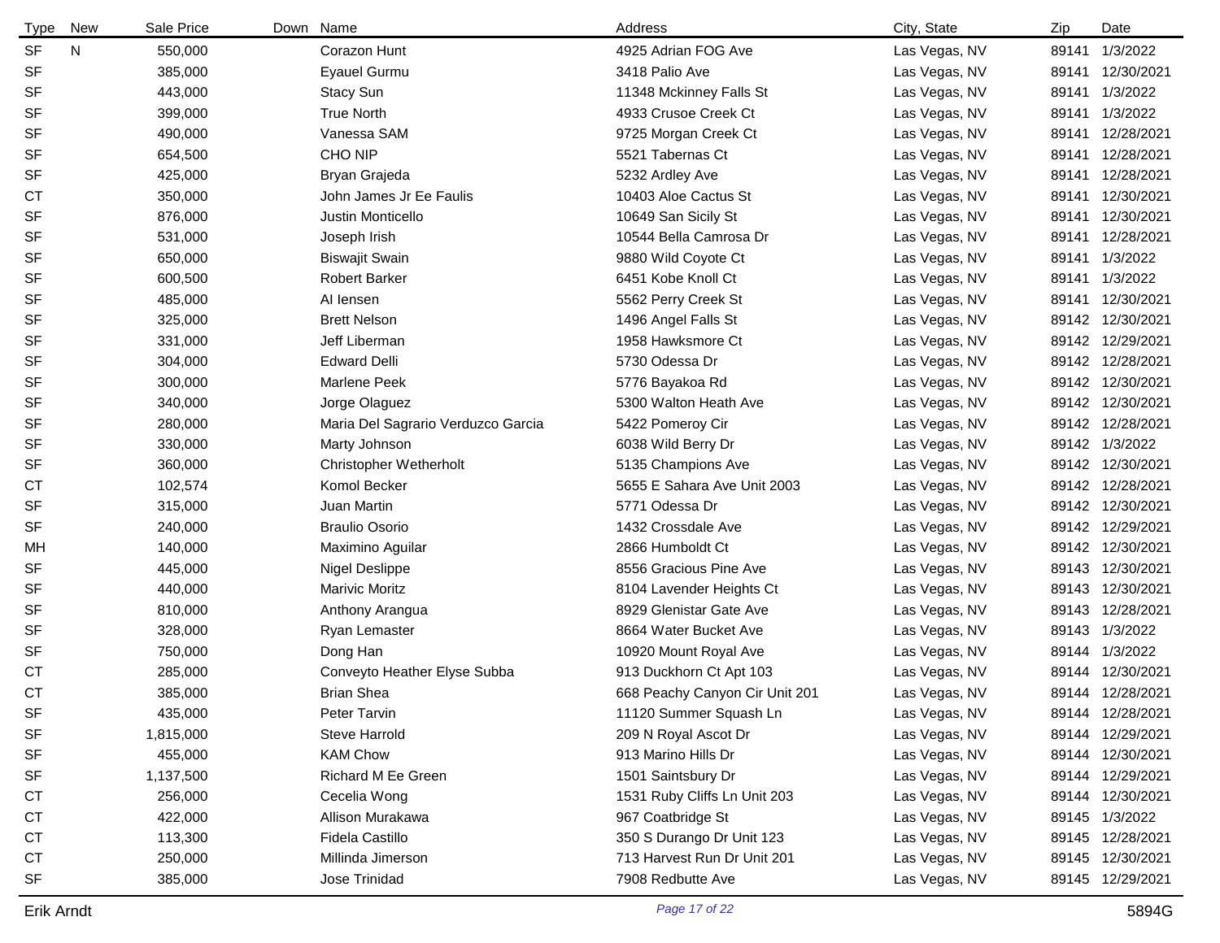| Type | New | Sale Price | Down | Name | Address | City, State | Zip | Date |
|---|---|---|---|---|---|---|---|---|
| SF | N | 550,000 | | Corazon Hunt | 4925 Adrian FOG Ave | Las Vegas, NV | 89141 | 1/3/2022 |
| SF | | 385,000 | | Eyauel Gurmu | 3418 Palio Ave | Las Vegas, NV | 89141 | 12/30/2021 |
| SF | | 443,000 | | Stacy Sun | 11348 Mckinney Falls St | Las Vegas, NV | 89141 | 1/3/2022 |
| SF | | 399,000 | | True North | 4933 Crusoe Creek Ct | Las Vegas, NV | 89141 | 1/3/2022 |
| SF | | 490,000 | | Vanessa SAM | 9725 Morgan Creek Ct | Las Vegas, NV | 89141 | 12/28/2021 |
| SF | | 654,500 | | CHO NIP | 5521 Tabernas Ct | Las Vegas, NV | 89141 | 12/28/2021 |
| SF | | 425,000 | | Bryan Grajeda | 5232 Ardley Ave | Las Vegas, NV | 89141 | 12/28/2021 |
| CT | | 350,000 | | John James Jr Ee Faulis | 10403 Aloe Cactus St | Las Vegas, NV | 89141 | 12/30/2021 |
| SF | | 876,000 | | Justin Monticello | 10649 San Sicily St | Las Vegas, NV | 89141 | 12/30/2021 |
| SF | | 531,000 | | Joseph Irish | 10544 Bella Camrosa Dr | Las Vegas, NV | 89141 | 12/28/2021 |
| SF | | 650,000 | | Biswajit Swain | 9880 Wild Coyote Ct | Las Vegas, NV | 89141 | 1/3/2022 |
| SF | | 600,500 | | Robert Barker | 6451 Kobe Knoll Ct | Las Vegas, NV | 89141 | 1/3/2022 |
| SF | | 485,000 | | Al Iensen | 5562 Perry Creek St | Las Vegas, NV | 89141 | 12/30/2021 |
| SF | | 325,000 | | Brett Nelson | 1496 Angel Falls St | Las Vegas, NV | 89142 | 12/30/2021 |
| SF | | 331,000 | | Jeff Liberman | 1958 Hawksmore Ct | Las Vegas, NV | 89142 | 12/29/2021 |
| SF | | 304,000 | | Edward Delli | 5730 Odessa Dr | Las Vegas, NV | 89142 | 12/28/2021 |
| SF | | 300,000 | | Marlene Peek | 5776 Bayakoa Rd | Las Vegas, NV | 89142 | 12/30/2021 |
| SF | | 340,000 | | Jorge Olaguez | 5300 Walton Heath Ave | Las Vegas, NV | 89142 | 12/30/2021 |
| SF | | 280,000 | | Maria Del Sagrario Verduzco Garcia | 5422 Pomeroy Cir | Las Vegas, NV | 89142 | 12/28/2021 |
| SF | | 330,000 | | Marty Johnson | 6038 Wild Berry Dr | Las Vegas, NV | 89142 | 1/3/2022 |
| SF | | 360,000 | | Christopher Wetherholt | 5135 Champions Ave | Las Vegas, NV | 89142 | 12/30/2021 |
| CT | | 102,574 | | Komol Becker | 5655 E Sahara Ave Unit 2003 | Las Vegas, NV | 89142 | 12/28/2021 |
| SF | | 315,000 | | Juan Martin | 5771 Odessa Dr | Las Vegas, NV | 89142 | 12/30/2021 |
| SF | | 240,000 | | Braulio Osorio | 1432 Crossdale Ave | Las Vegas, NV | 89142 | 12/29/2021 |
| MH | | 140,000 | | Maximino Aguilar | 2866 Humboldt Ct | Las Vegas, NV | 89142 | 12/30/2021 |
| SF | | 445,000 | | Nigel Deslippe | 8556 Gracious Pine Ave | Las Vegas, NV | 89143 | 12/30/2021 |
| SF | | 440,000 | | Marivic Moritz | 8104 Lavender Heights Ct | Las Vegas, NV | 89143 | 12/30/2021 |
| SF | | 810,000 | | Anthony Arangua | 8929 Glenistar Gate Ave | Las Vegas, NV | 89143 | 12/28/2021 |
| SF | | 328,000 | | Ryan Lemaster | 8664 Water Bucket Ave | Las Vegas, NV | 89143 | 1/3/2022 |
| SF | | 750,000 | | Dong Han | 10920 Mount Royal Ave | Las Vegas, NV | 89144 | 1/3/2022 |
| CT | | 285,000 | | Conveyto Heather Elyse Subba | 913 Duckhorn Ct Apt 103 | Las Vegas, NV | 89144 | 12/30/2021 |
| CT | | 385,000 | | Brian Shea | 668 Peachy Canyon Cir Unit 201 | Las Vegas, NV | 89144 | 12/28/2021 |
| SF | | 435,000 | | Peter Tarvin | 11120 Summer Squash Ln | Las Vegas, NV | 89144 | 12/28/2021 |
| SF | | 1,815,000 | | Steve Harrold | 209 N Royal Ascot Dr | Las Vegas, NV | 89144 | 12/29/2021 |
| SF | | 455,000 | | KAM Chow | 913 Marino Hills Dr | Las Vegas, NV | 89144 | 12/30/2021 |
| SF | | 1,137,500 | | Richard M Ee Green | 1501 Saintsbury Dr | Las Vegas, NV | 89144 | 12/29/2021 |
| CT | | 256,000 | | Cecelia Wong | 1531 Ruby Cliffs Ln Unit 203 | Las Vegas, NV | 89144 | 12/30/2021 |
| CT | | 422,000 | | Allison Murakawa | 967 Coatbridge St | Las Vegas, NV | 89145 | 1/3/2022 |
| CT | | 113,300 | | Fidela Castillo | 350 S Durango Dr Unit 123 | Las Vegas, NV | 89145 | 12/28/2021 |
| CT | | 250,000 | | Millinda Jimerson | 713 Harvest Run Dr Unit 201 | Las Vegas, NV | 89145 | 12/30/2021 |
| SF | | 385,000 | | Jose Trinidad | 7908 Redbutte Ave | Las Vegas, NV | 89145 | 12/29/2021 |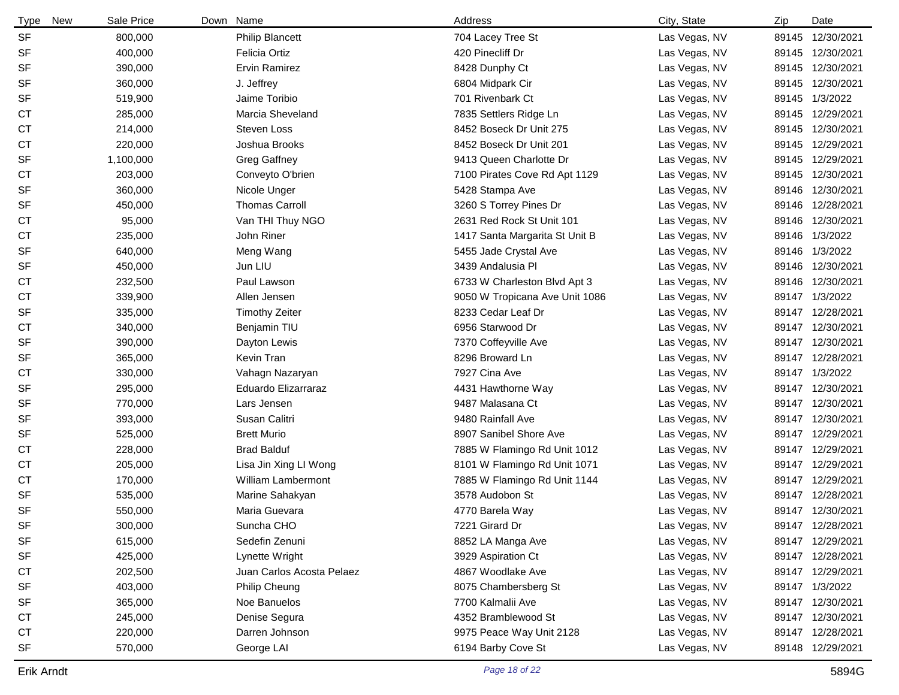| Type | New | Sale Price | Down | Name | Address | City, State | Zip | Date |
|---|---|---|---|---|---|---|---|---|
| SF | | 800,000 | | Philip Blancett | 704 Lacey Tree St | Las Vegas, NV | 89145 | 12/30/2021 |
| SF | | 400,000 | | Felicia Ortiz | 420 Pinecliff Dr | Las Vegas, NV | 89145 | 12/30/2021 |
| SF | | 390,000 | | Ervin Ramirez | 8428 Dunphy Ct | Las Vegas, NV | 89145 | 12/30/2021 |
| SF | | 360,000 | | J. Jeffrey | 6804 Midpark Cir | Las Vegas, NV | 89145 | 12/30/2021 |
| SF | | 519,900 | | Jaime Toribio | 701 Rivenbark Ct | Las Vegas, NV | 89145 | 1/3/2022 |
| CT | | 285,000 | | Marcia Sheveland | 7835 Settlers Ridge Ln | Las Vegas, NV | 89145 | 12/29/2021 |
| CT | | 214,000 | | Steven Loss | 8452 Boseck Dr Unit 275 | Las Vegas, NV | 89145 | 12/30/2021 |
| CT | | 220,000 | | Joshua Brooks | 8452 Boseck Dr Unit 201 | Las Vegas, NV | 89145 | 12/29/2021 |
| SF | | 1,100,000 | | Greg Gaffney | 9413 Queen Charlotte Dr | Las Vegas, NV | 89145 | 12/29/2021 |
| CT | | 203,000 | | Conveyto O'brien | 7100 Pirates Cove Rd Apt 1129 | Las Vegas, NV | 89145 | 12/30/2021 |
| SF | | 360,000 | | Nicole Unger | 5428 Stampa Ave | Las Vegas, NV | 89146 | 12/30/2021 |
| SF | | 450,000 | | Thomas Carroll | 3260 S Torrey Pines Dr | Las Vegas, NV | 89146 | 12/28/2021 |
| CT | | 95,000 | | Van THI Thuy NGO | 2631 Red Rock St Unit 101 | Las Vegas, NV | 89146 | 12/30/2021 |
| CT | | 235,000 | | John Riner | 1417 Santa Margarita St Unit B | Las Vegas, NV | 89146 | 1/3/2022 |
| SF | | 640,000 | | Meng Wang | 5455 Jade Crystal Ave | Las Vegas, NV | 89146 | 1/3/2022 |
| SF | | 450,000 | | Jun LIU | 3439 Andalusia Pl | Las Vegas, NV | 89146 | 12/30/2021 |
| CT | | 232,500 | | Paul Lawson | 6733 W Charleston Blvd Apt 3 | Las Vegas, NV | 89146 | 12/30/2021 |
| CT | | 339,900 | | Allen Jensen | 9050 W Tropicana Ave Unit 1086 | Las Vegas, NV | 89147 | 1/3/2022 |
| SF | | 335,000 | | Timothy Zeiter | 8233 Cedar Leaf Dr | Las Vegas, NV | 89147 | 12/28/2021 |
| CT | | 340,000 | | Benjamin TIU | 6956 Starwood Dr | Las Vegas, NV | 89147 | 12/30/2021 |
| SF | | 390,000 | | Dayton Lewis | 7370 Coffeyville Ave | Las Vegas, NV | 89147 | 12/30/2021 |
| SF | | 365,000 | | Kevin Tran | 8296 Broward Ln | Las Vegas, NV | 89147 | 12/28/2021 |
| CT | | 330,000 | | Vahagn Nazaryan | 7927 Cina Ave | Las Vegas, NV | 89147 | 1/3/2022 |
| SF | | 295,000 | | Eduardo Elizarraraz | 4431 Hawthorne Way | Las Vegas, NV | 89147 | 12/30/2021 |
| SF | | 770,000 | | Lars Jensen | 9487 Malasana Ct | Las Vegas, NV | 89147 | 12/30/2021 |
| SF | | 393,000 | | Susan Calitri | 9480 Rainfall Ave | Las Vegas, NV | 89147 | 12/30/2021 |
| SF | | 525,000 | | Brett Murio | 8907 Sanibel Shore Ave | Las Vegas, NV | 89147 | 12/29/2021 |
| CT | | 228,000 | | Brad Balduf | 7885 W Flamingo Rd Unit 1012 | Las Vegas, NV | 89147 | 12/29/2021 |
| CT | | 205,000 | | Lisa Jin Xing LI Wong | 8101 W Flamingo Rd Unit 1071 | Las Vegas, NV | 89147 | 12/29/2021 |
| CT | | 170,000 | | William Lambermont | 7885 W Flamingo Rd Unit 1144 | Las Vegas, NV | 89147 | 12/29/2021 |
| SF | | 535,000 | | Marine Sahakyan | 3578 Audobon St | Las Vegas, NV | 89147 | 12/28/2021 |
| SF | | 550,000 | | Maria Guevara | 4770 Barela Way | Las Vegas, NV | 89147 | 12/30/2021 |
| SF | | 300,000 | | Suncha CHO | 7221 Girard Dr | Las Vegas, NV | 89147 | 12/28/2021 |
| SF | | 615,000 | | Sedefin Zenuni | 8852 LA Manga Ave | Las Vegas, NV | 89147 | 12/29/2021 |
| SF | | 425,000 | | Lynette Wright | 3929 Aspiration Ct | Las Vegas, NV | 89147 | 12/28/2021 |
| CT | | 202,500 | | Juan Carlos Acosta Pelaez | 4867 Woodlake Ave | Las Vegas, NV | 89147 | 12/29/2021 |
| SF | | 403,000 | | Philip Cheung | 8075 Chambersberg St | Las Vegas, NV | 89147 | 1/3/2022 |
| SF | | 365,000 | | Noe Banuelos | 7700 Kalmalii Ave | Las Vegas, NV | 89147 | 12/30/2021 |
| CT | | 245,000 | | Denise Segura | 4352 Bramblewood St | Las Vegas, NV | 89147 | 12/30/2021 |
| CT | | 220,000 | | Darren Johnson | 9975 Peace Way Unit 2128 | Las Vegas, NV | 89147 | 12/28/2021 |
| SF | | 570,000 | | George LAI | 6194 Barby Cove St | Las Vegas, NV | 89148 | 12/29/2021 |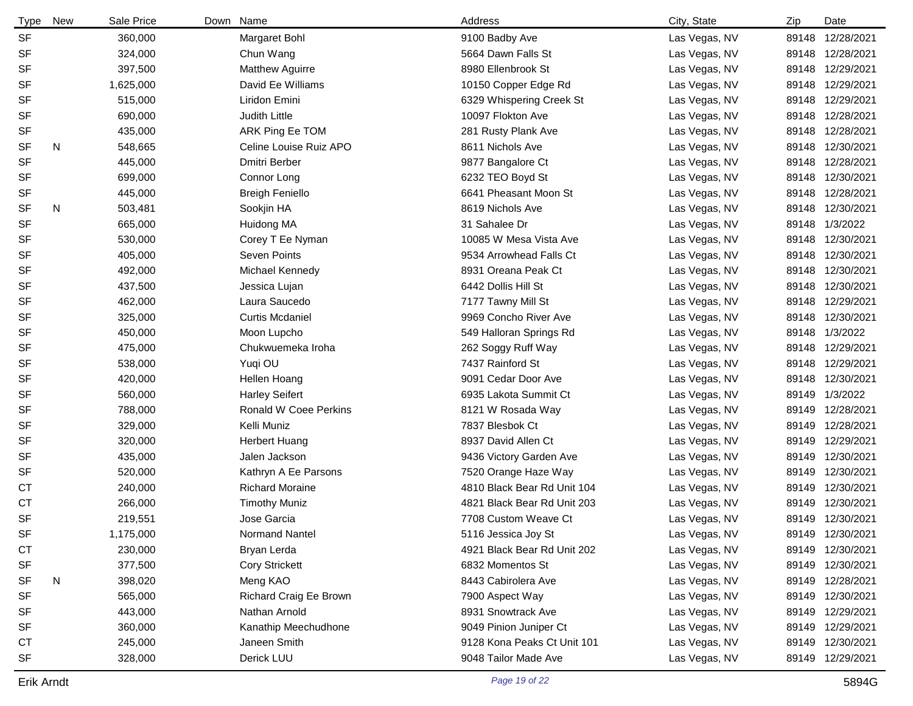| Type | New | Sale Price | Down | Name | Address | City, State | Zip | Date |
|---|---|---|---|---|---|---|---|---|
| SF | | 360,000 | | Margaret Bohl | 9100 Badby Ave | Las Vegas, NV | 89148 | 12/28/2021 |
| SF | | 324,000 | | Chun Wang | 5664 Dawn Falls St | Las Vegas, NV | 89148 | 12/28/2021 |
| SF | | 397,500 | | Matthew Aguirre | 8980 Ellenbrook St | Las Vegas, NV | 89148 | 12/29/2021 |
| SF | | 1,625,000 | | David Ee Williams | 10150 Copper Edge Rd | Las Vegas, NV | 89148 | 12/29/2021 |
| SF | | 515,000 | | Liridon Emini | 6329 Whispering Creek St | Las Vegas, NV | 89148 | 12/29/2021 |
| SF | | 690,000 | | Judith Little | 10097 Flokton Ave | Las Vegas, NV | 89148 | 12/28/2021 |
| SF | | 435,000 | | ARK Ping Ee TOM | 281 Rusty Plank Ave | Las Vegas, NV | 89148 | 12/28/2021 |
| SF | N | 548,665 | | Celine Louise Ruiz APO | 8611 Nichols Ave | Las Vegas, NV | 89148 | 12/30/2021 |
| SF | | 445,000 | | Dmitri Berber | 9877 Bangalore Ct | Las Vegas, NV | 89148 | 12/28/2021 |
| SF | | 699,000 | | Connor Long | 6232 TEO Boyd St | Las Vegas, NV | 89148 | 12/30/2021 |
| SF | | 445,000 | | Breigh Feniello | 6641 Pheasant Moon St | Las Vegas, NV | 89148 | 12/28/2021 |
| SF | N | 503,481 | | Sookjin HA | 8619 Nichols Ave | Las Vegas, NV | 89148 | 12/30/2021 |
| SF | | 665,000 | | Huidong MA | 31 Sahalee Dr | Las Vegas, NV | 89148 | 1/3/2022 |
| SF | | 530,000 | | Corey T Ee Nyman | 10085 W Mesa Vista Ave | Las Vegas, NV | 89148 | 12/30/2021 |
| SF | | 405,000 | | Seven Points | 9534 Arrowhead Falls Ct | Las Vegas, NV | 89148 | 12/30/2021 |
| SF | | 492,000 | | Michael Kennedy | 8931 Oreana Peak Ct | Las Vegas, NV | 89148 | 12/30/2021 |
| SF | | 437,500 | | Jessica Lujan | 6442 Dollis Hill St | Las Vegas, NV | 89148 | 12/30/2021 |
| SF | | 462,000 | | Laura Saucedo | 7177 Tawny Mill St | Las Vegas, NV | 89148 | 12/29/2021 |
| SF | | 325,000 | | Curtis Mcdaniel | 9969 Concho River Ave | Las Vegas, NV | 89148 | 12/30/2021 |
| SF | | 450,000 | | Moon Lupcho | 549 Halloran Springs Rd | Las Vegas, NV | 89148 | 1/3/2022 |
| SF | | 475,000 | | Chukwuemeka Iroha | 262 Soggy Ruff Way | Las Vegas, NV | 89148 | 12/29/2021 |
| SF | | 538,000 | | Yuqi OU | 7437 Rainford St | Las Vegas, NV | 89148 | 12/29/2021 |
| SF | | 420,000 | | Hellen Hoang | 9091 Cedar Door Ave | Las Vegas, NV | 89148 | 12/30/2021 |
| SF | | 560,000 | | Harley Seifert | 6935 Lakota Summit Ct | Las Vegas, NV | 89149 | 1/3/2022 |
| SF | | 788,000 | | Ronald W Coee Perkins | 8121 W Rosada Way | Las Vegas, NV | 89149 | 12/28/2021 |
| SF | | 329,000 | | Kelli Muniz | 7837 Blesbok Ct | Las Vegas, NV | 89149 | 12/28/2021 |
| SF | | 320,000 | | Herbert Huang | 8937 David Allen Ct | Las Vegas, NV | 89149 | 12/29/2021 |
| SF | | 435,000 | | Jalen Jackson | 9436 Victory Garden Ave | Las Vegas, NV | 89149 | 12/30/2021 |
| SF | | 520,000 | | Kathryn A Ee Parsons | 7520 Orange Haze Way | Las Vegas, NV | 89149 | 12/30/2021 |
| CT | | 240,000 | | Richard Moraine | 4810 Black Bear Rd Unit 104 | Las Vegas, NV | 89149 | 12/30/2021 |
| CT | | 266,000 | | Timothy Muniz | 4821 Black Bear Rd Unit 203 | Las Vegas, NV | 89149 | 12/30/2021 |
| SF | | 219,551 | | Jose Garcia | 7708 Custom Weave Ct | Las Vegas, NV | 89149 | 12/30/2021 |
| SF | | 1,175,000 | | Normand Nantel | 5116 Jessica Joy St | Las Vegas, NV | 89149 | 12/30/2021 |
| CT | | 230,000 | | Bryan Lerda | 4921 Black Bear Rd Unit 202 | Las Vegas, NV | 89149 | 12/30/2021 |
| SF | | 377,500 | | Cory Strickett | 6832 Momentos St | Las Vegas, NV | 89149 | 12/30/2021 |
| SF | N | 398,020 | | Meng KAO | 8443 Cabirolera Ave | Las Vegas, NV | 89149 | 12/28/2021 |
| SF | | 565,000 | | Richard Craig Ee Brown | 7900 Aspect Way | Las Vegas, NV | 89149 | 12/30/2021 |
| SF | | 443,000 | | Nathan Arnold | 8931 Snowtrack Ave | Las Vegas, NV | 89149 | 12/29/2021 |
| SF | | 360,000 | | Kanathip Meechudhone | 9049 Pinion Juniper Ct | Las Vegas, NV | 89149 | 12/29/2021 |
| CT | | 245,000 | | Janeen Smith | 9128 Kona Peaks Ct Unit 101 | Las Vegas, NV | 89149 | 12/30/2021 |
| SF | | 328,000 | | Derick LUU | 9048 Tailor Made Ave | Las Vegas, NV | 89149 | 12/29/2021 |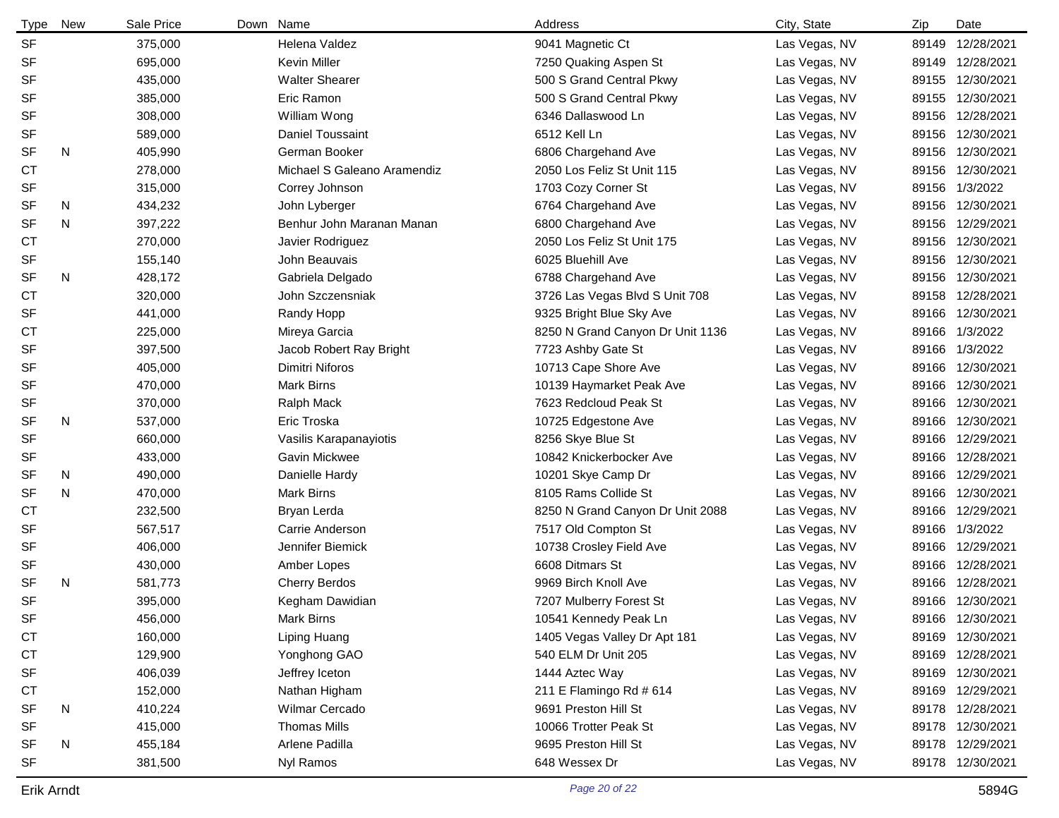| Type | New | Sale Price | Down | Name | Address | City, State | Zip | Date |
|---|---|---|---|---|---|---|---|---|
| SF | | 375,000 | | Helena Valdez | 9041 Magnetic Ct | Las Vegas, NV | 89149 | 12/28/2021 |
| SF | | 695,000 | | Kevin Miller | 7250 Quaking Aspen St | Las Vegas, NV | 89149 | 12/28/2021 |
| SF | | 435,000 | | Walter Shearer | 500 S Grand Central Pkwy | Las Vegas, NV | 89155 | 12/30/2021 |
| SF | | 385,000 | | Eric Ramon | 500 S Grand Central Pkwy | Las Vegas, NV | 89155 | 12/30/2021 |
| SF | | 308,000 | | William Wong | 6346 Dallaswood Ln | Las Vegas, NV | 89156 | 12/28/2021 |
| SF | | 589,000 | | Daniel Toussaint | 6512 Kell Ln | Las Vegas, NV | 89156 | 12/30/2021 |
| SF | N | 405,990 | | German Booker | 6806 Chargehand Ave | Las Vegas, NV | 89156 | 12/30/2021 |
| CT | | 278,000 | | Michael S Galeano Aramendiz | 2050 Los Feliz St Unit 115 | Las Vegas, NV | 89156 | 12/30/2021 |
| SF | | 315,000 | | Correy Johnson | 1703 Cozy Corner St | Las Vegas, NV | 89156 | 1/3/2022 |
| SF | N | 434,232 | | John Lyberger | 6764 Chargehand Ave | Las Vegas, NV | 89156 | 12/30/2021 |
| SF | N | 397,222 | | Benhur John Maranan Manan | 6800 Chargehand Ave | Las Vegas, NV | 89156 | 12/29/2021 |
| CT | | 270,000 | | Javier Rodriguez | 2050 Los Feliz St Unit 175 | Las Vegas, NV | 89156 | 12/30/2021 |
| SF | | 155,140 | | John Beauvais | 6025 Bluehill Ave | Las Vegas, NV | 89156 | 12/30/2021 |
| SF | N | 428,172 | | Gabriela Delgado | 6788 Chargehand Ave | Las Vegas, NV | 89156 | 12/30/2021 |
| CT | | 320,000 | | John Szczensniak | 3726 Las Vegas Blvd S Unit 708 | Las Vegas, NV | 89158 | 12/28/2021 |
| SF | | 441,000 | | Randy Hopp | 9325 Bright Blue Sky Ave | Las Vegas, NV | 89166 | 12/30/2021 |
| CT | | 225,000 | | Mireya Garcia | 8250 N Grand Canyon Dr Unit 1136 | Las Vegas, NV | 89166 | 1/3/2022 |
| SF | | 397,500 | | Jacob Robert Ray Bright | 7723 Ashby Gate St | Las Vegas, NV | 89166 | 1/3/2022 |
| SF | | 405,000 | | Dimitri Niforos | 10713 Cape Shore Ave | Las Vegas, NV | 89166 | 12/30/2021 |
| SF | | 470,000 | | Mark Birns | 10139 Haymarket Peak Ave | Las Vegas, NV | 89166 | 12/30/2021 |
| SF | | 370,000 | | Ralph Mack | 7623 Redcloud Peak St | Las Vegas, NV | 89166 | 12/30/2021 |
| SF | N | 537,000 | | Eric Troska | 10725 Edgestone Ave | Las Vegas, NV | 89166 | 12/30/2021 |
| SF | | 660,000 | | Vasilis Karapanayiotis | 8256 Skye Blue St | Las Vegas, NV | 89166 | 12/29/2021 |
| SF | | 433,000 | | Gavin Mickwee | 10842 Knickerbocker Ave | Las Vegas, NV | 89166 | 12/28/2021 |
| SF | N | 490,000 | | Danielle Hardy | 10201 Skye Camp Dr | Las Vegas, NV | 89166 | 12/29/2021 |
| SF | N | 470,000 | | Mark Birns | 8105 Rams Collide St | Las Vegas, NV | 89166 | 12/30/2021 |
| CT | | 232,500 | | Bryan Lerda | 8250 N Grand Canyon Dr Unit 2088 | Las Vegas, NV | 89166 | 12/29/2021 |
| SF | | 567,517 | | Carrie Anderson | 7517 Old Compton St | Las Vegas, NV | 89166 | 1/3/2022 |
| SF | | 406,000 | | Jennifer Biemick | 10738 Crosley Field Ave | Las Vegas, NV | 89166 | 12/29/2021 |
| SF | | 430,000 | | Amber Lopes | 6608 Ditmars St | Las Vegas, NV | 89166 | 12/28/2021 |
| SF | N | 581,773 | | Cherry Berdos | 9969 Birch Knoll Ave | Las Vegas, NV | 89166 | 12/28/2021 |
| SF | | 395,000 | | Kegham Dawidian | 7207 Mulberry Forest St | Las Vegas, NV | 89166 | 12/30/2021 |
| SF | | 456,000 | | Mark Birns | 10541 Kennedy Peak Ln | Las Vegas, NV | 89166 | 12/30/2021 |
| CT | | 160,000 | | Liping Huang | 1405 Vegas Valley Dr Apt 181 | Las Vegas, NV | 89169 | 12/30/2021 |
| CT | | 129,900 | | Yonghong GAO | 540 ELM Dr Unit 205 | Las Vegas, NV | 89169 | 12/28/2021 |
| SF | | 406,039 | | Jeffrey Iceton | 1444 Aztec Way | Las Vegas, NV | 89169 | 12/30/2021 |
| CT | | 152,000 | | Nathan Higham | 211 E Flamingo Rd # 614 | Las Vegas, NV | 89169 | 12/29/2021 |
| SF | N | 410,224 | | Wilmar Cercado | 9691 Preston Hill St | Las Vegas, NV | 89178 | 12/28/2021 |
| SF | | 415,000 | | Thomas Mills | 10066 Trotter Peak St | Las Vegas, NV | 89178 | 12/30/2021 |
| SF | N | 455,184 | | Arlene Padilla | 9695 Preston Hill St | Las Vegas, NV | 89178 | 12/29/2021 |
| SF | | 381,500 | | Nyl Ramos | 648 Wessex Dr | Las Vegas, NV | 89178 | 12/30/2021 |

Erik Arndt 5894G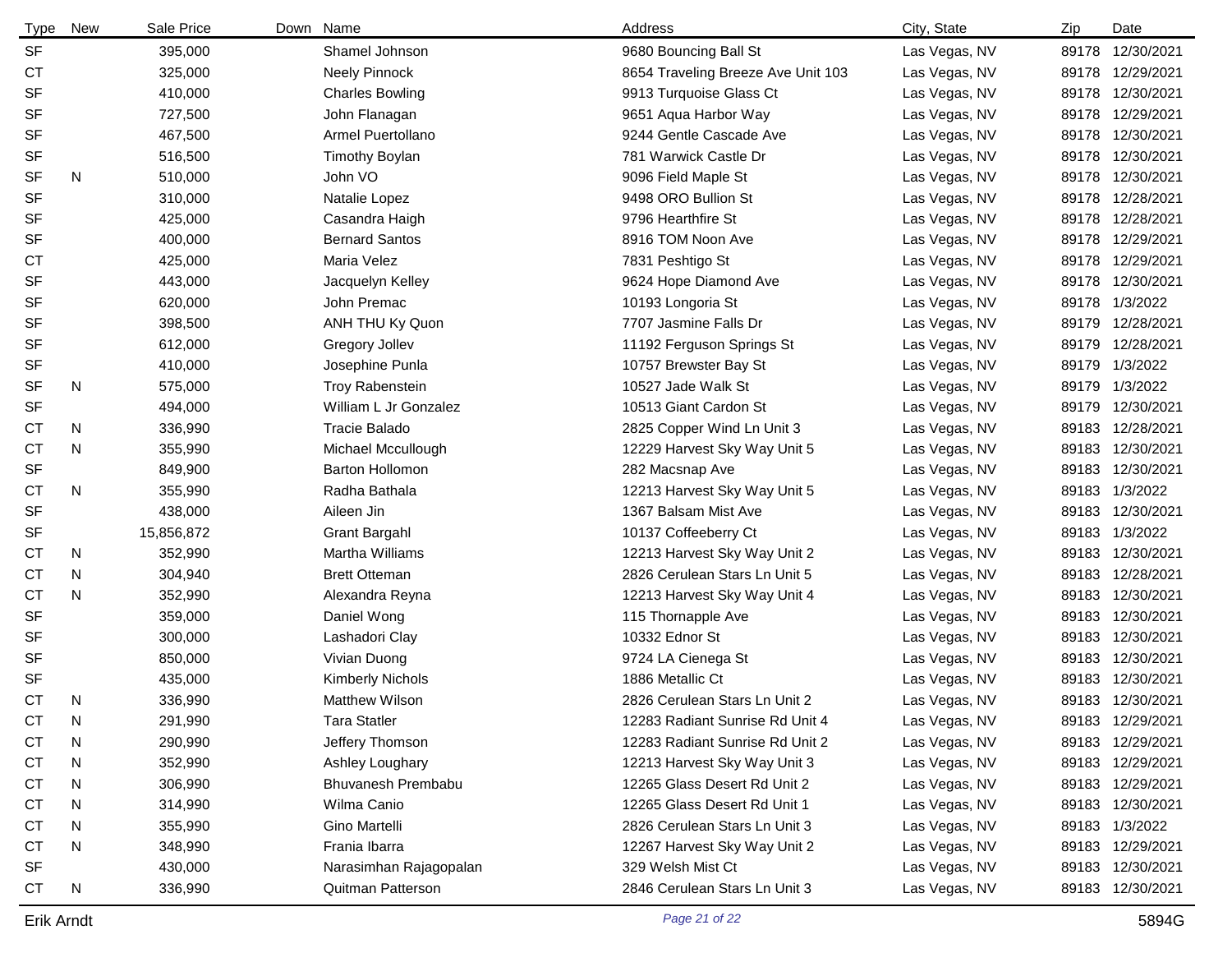| Type | New | Sale Price | Down | Name | Address | City, State | Zip | Date |
|---|---|---|---|---|---|---|---|---|
| SF | | 395,000 | | Shamel Johnson | 9680 Bouncing Ball St | Las Vegas, NV | 89178 | 12/30/2021 |
| CT | | 325,000 | | Neely Pinnock | 8654 Traveling Breeze Ave Unit 103 | Las Vegas, NV | 89178 | 12/29/2021 |
| SF | | 410,000 | | Charles Bowling | 9913 Turquoise Glass Ct | Las Vegas, NV | 89178 | 12/30/2021 |
| SF | | 727,500 | | John Flanagan | 9651 Aqua Harbor Way | Las Vegas, NV | 89178 | 12/29/2021 |
| SF | | 467,500 | | Armel Puertollano | 9244 Gentle Cascade Ave | Las Vegas, NV | 89178 | 12/30/2021 |
| SF | | 516,500 | | Timothy Boylan | 781 Warwick Castle Dr | Las Vegas, NV | 89178 | 12/30/2021 |
| SF | N | 510,000 | | John VO | 9096 Field Maple St | Las Vegas, NV | 89178 | 12/30/2021 |
| SF | | 310,000 | | Natalie Lopez | 9498 ORO Bullion St | Las Vegas, NV | 89178 | 12/28/2021 |
| SF | | 425,000 | | Casandra Haigh | 9796 Hearthfire St | Las Vegas, NV | 89178 | 12/28/2021 |
| SF | | 400,000 | | Bernard Santos | 8916 TOM Noon Ave | Las Vegas, NV | 89178 | 12/29/2021 |
| CT | | 425,000 | | Maria Velez | 7831 Peshtigo St | Las Vegas, NV | 89178 | 12/29/2021 |
| SF | | 443,000 | | Jacquelyn Kelley | 9624 Hope Diamond Ave | Las Vegas, NV | 89178 | 12/30/2021 |
| SF | | 620,000 | | John Premac | 10193 Longoria St | Las Vegas, NV | 89178 | 1/3/2022 |
| SF | | 398,500 | | ANH THU Ky Quon | 7707 Jasmine Falls Dr | Las Vegas, NV | 89179 | 12/28/2021 |
| SF | | 612,000 | | Gregory Jollev | 11192 Ferguson Springs St | Las Vegas, NV | 89179 | 12/28/2021 |
| SF | | 410,000 | | Josephine Punla | 10757 Brewster Bay St | Las Vegas, NV | 89179 | 1/3/2022 |
| SF | N | 575,000 | | Troy Rabenstein | 10527 Jade Walk St | Las Vegas, NV | 89179 | 1/3/2022 |
| SF | | 494,000 | | William L Jr Gonzalez | 10513 Giant Cardon St | Las Vegas, NV | 89179 | 12/30/2021 |
| CT | N | 336,990 | | Tracie Balado | 2825 Copper Wind Ln Unit 3 | Las Vegas, NV | 89183 | 12/28/2021 |
| CT | N | 355,990 | | Michael Mccullough | 12229 Harvest Sky Way Unit 5 | Las Vegas, NV | 89183 | 12/30/2021 |
| SF | | 849,900 | | Barton Hollomon | 282 Macsnap Ave | Las Vegas, NV | 89183 | 12/30/2021 |
| CT | N | 355,990 | | Radha Bathala | 12213 Harvest Sky Way Unit 5 | Las Vegas, NV | 89183 | 1/3/2022 |
| SF | | 438,000 | | Aileen Jin | 1367 Balsam Mist Ave | Las Vegas, NV | 89183 | 12/30/2021 |
| SF | | 15,856,872 | | Grant Bargahl | 10137 Coffeeberry Ct | Las Vegas, NV | 89183 | 1/3/2022 |
| CT | N | 352,990 | | Martha Williams | 12213 Harvest Sky Way Unit 2 | Las Vegas, NV | 89183 | 12/30/2021 |
| CT | N | 304,940 | | Brett Otteman | 2826 Cerulean Stars Ln Unit 5 | Las Vegas, NV | 89183 | 12/28/2021 |
| CT | N | 352,990 | | Alexandra Reyna | 12213 Harvest Sky Way Unit 4 | Las Vegas, NV | 89183 | 12/30/2021 |
| SF | | 359,000 | | Daniel Wong | 115 Thornapple Ave | Las Vegas, NV | 89183 | 12/30/2021 |
| SF | | 300,000 | | Lashadori Clay | 10332 Ednor St | Las Vegas, NV | 89183 | 12/30/2021 |
| SF | | 850,000 | | Vivian Duong | 9724 LA Cienega St | Las Vegas, NV | 89183 | 12/30/2021 |
| SF | | 435,000 | | Kimberly Nichols | 1886 Metallic Ct | Las Vegas, NV | 89183 | 12/30/2021 |
| CT | N | 336,990 | | Matthew Wilson | 2826 Cerulean Stars Ln Unit 2 | Las Vegas, NV | 89183 | 12/30/2021 |
| CT | N | 291,990 | | Tara Statler | 12283 Radiant Sunrise Rd Unit 4 | Las Vegas, NV | 89183 | 12/29/2021 |
| CT | N | 290,990 | | Jeffery Thomson | 12283 Radiant Sunrise Rd Unit 2 | Las Vegas, NV | 89183 | 12/29/2021 |
| CT | N | 352,990 | | Ashley Loughary | 12213 Harvest Sky Way Unit 3 | Las Vegas, NV | 89183 | 12/29/2021 |
| CT | N | 306,990 | | Bhuvanesh Prembabu | 12265 Glass Desert Rd Unit 2 | Las Vegas, NV | 89183 | 12/29/2021 |
| CT | N | 314,990 | | Wilma Canio | 12265 Glass Desert Rd Unit 1 | Las Vegas, NV | 89183 | 12/30/2021 |
| CT | N | 355,990 | | Gino Martelli | 2826 Cerulean Stars Ln Unit 3 | Las Vegas, NV | 89183 | 1/3/2022 |
| CT | N | 348,990 | | Frania Ibarra | 12267 Harvest Sky Way Unit 2 | Las Vegas, NV | 89183 | 12/29/2021 |
| SF | | 430,000 | | Narasimhan Rajagopalan | 329 Welsh Mist Ct | Las Vegas, NV | 89183 | 12/30/2021 |
| CT | N | 336,990 | | Quitman Patterson | 2846 Cerulean Stars Ln Unit 3 | Las Vegas, NV | 89183 | 12/30/2021 |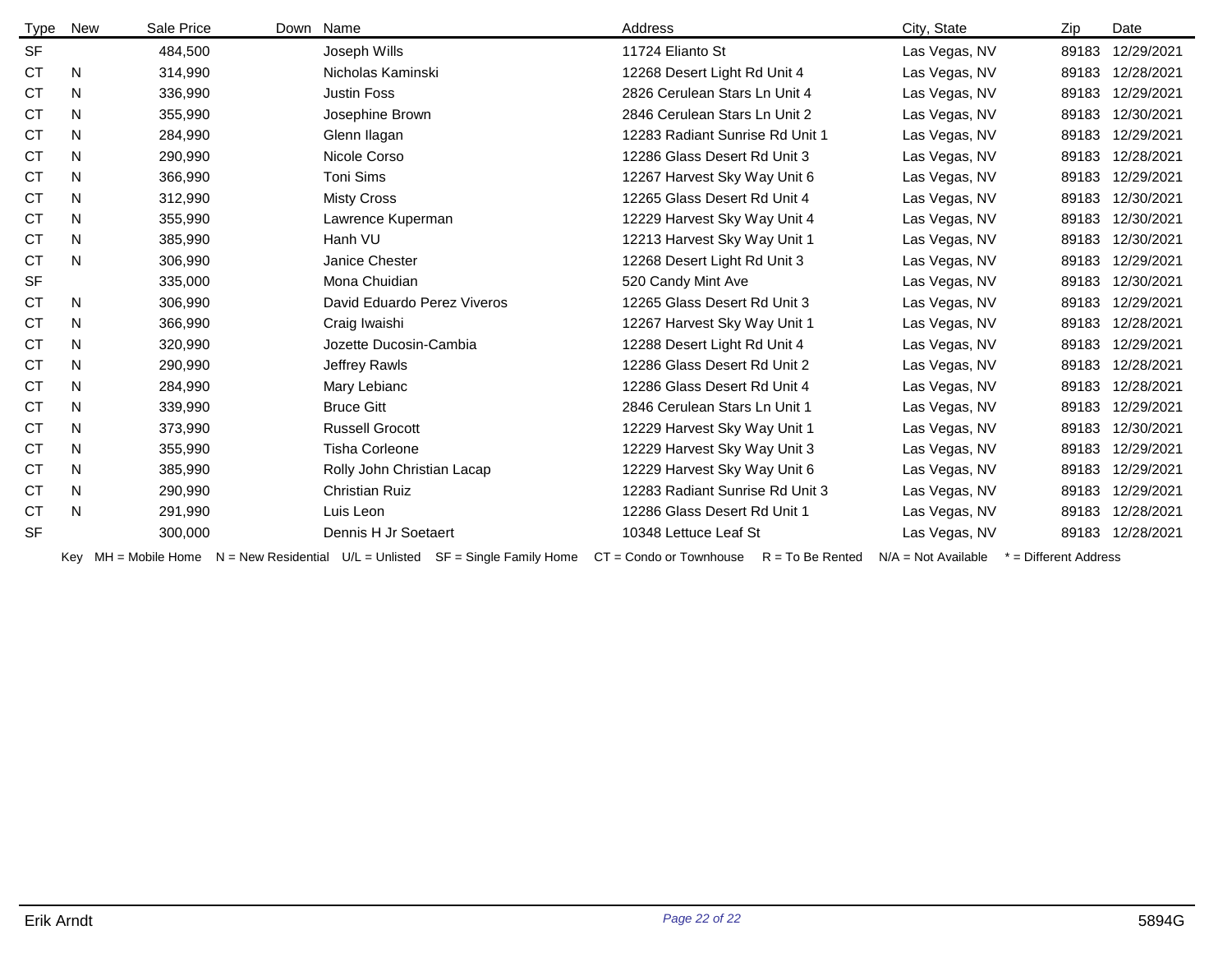| Type | New | Sale Price | Down | Name | Address | City, State | Zip | Date |
|---|---|---|---|---|---|---|---|---|
| SF | | 484,500 | | Joseph Wills | 11724 Elianto St | Las Vegas, NV | 89183 | 12/29/2021 |
| CT | N | 314,990 | | Nicholas Kaminski | 12268 Desert Light Rd Unit 4 | Las Vegas, NV | 89183 | 12/28/2021 |
| CT | N | 336,990 | | Justin Foss | 2826 Cerulean Stars Ln Unit 4 | Las Vegas, NV | 89183 | 12/29/2021 |
| CT | N | 355,990 | | Josephine Brown | 2846 Cerulean Stars Ln Unit 2 | Las Vegas, NV | 89183 | 12/30/2021 |
| CT | N | 284,990 | | Glenn Ilagan | 12283 Radiant Sunrise Rd Unit 1 | Las Vegas, NV | 89183 | 12/29/2021 |
| CT | N | 290,990 | | Nicole Corso | 12286 Glass Desert Rd Unit 3 | Las Vegas, NV | 89183 | 12/28/2021 |
| CT | N | 366,990 | | Toni Sims | 12267 Harvest Sky Way Unit 6 | Las Vegas, NV | 89183 | 12/29/2021 |
| CT | N | 312,990 | | Misty Cross | 12265 Glass Desert Rd Unit 4 | Las Vegas, NV | 89183 | 12/30/2021 |
| CT | N | 355,990 | | Lawrence Kuperman | 12229 Harvest Sky Way Unit 4 | Las Vegas, NV | 89183 | 12/30/2021 |
| CT | N | 385,990 | | Hanh VU | 12213 Harvest Sky Way Unit 1 | Las Vegas, NV | 89183 | 12/30/2021 |
| CT | N | 306,990 | | Janice Chester | 12268 Desert Light Rd Unit 3 | Las Vegas, NV | 89183 | 12/29/2021 |
| SF | | 335,000 | | Mona Chuidian | 520 Candy Mint Ave | Las Vegas, NV | 89183 | 12/30/2021 |
| CT | N | 306,990 | | David Eduardo Perez Viveros | 12265 Glass Desert Rd Unit 3 | Las Vegas, NV | 89183 | 12/29/2021 |
| CT | N | 366,990 | | Craig Iwaishi | 12267 Harvest Sky Way Unit 1 | Las Vegas, NV | 89183 | 12/28/2021 |
| CT | N | 320,990 | | Jozette Ducosin-Cambia | 12288 Desert Light Rd Unit 4 | Las Vegas, NV | 89183 | 12/29/2021 |
| CT | N | 290,990 | | Jeffrey Rawls | 12286 Glass Desert Rd Unit 2 | Las Vegas, NV | 89183 | 12/28/2021 |
| CT | N | 284,990 | | Mary Lebianc | 12286 Glass Desert Rd Unit 4 | Las Vegas, NV | 89183 | 12/28/2021 |
| CT | N | 339,990 | | Bruce Gitt | 2846 Cerulean Stars Ln Unit 1 | Las Vegas, NV | 89183 | 12/29/2021 |
| CT | N | 373,990 | | Russell Grocott | 12229 Harvest Sky Way Unit 1 | Las Vegas, NV | 89183 | 12/30/2021 |
| CT | N | 355,990 | | Tisha Corleone | 12229 Harvest Sky Way Unit 3 | Las Vegas, NV | 89183 | 12/29/2021 |
| CT | N | 385,990 | | Rolly John Christian Lacap | 12229 Harvest Sky Way Unit 6 | Las Vegas, NV | 89183 | 12/29/2021 |
| CT | N | 290,990 | | Christian Ruiz | 12283 Radiant Sunrise Rd Unit 3 | Las Vegas, NV | 89183 | 12/29/2021 |
| CT | N | 291,990 | | Luis Leon | 12286 Glass Desert Rd Unit 1 | Las Vegas, NV | 89183 | 12/28/2021 |
| SF | | 300,000 | | Dennis H Jr Soetaert | 10348 Lettuce Leaf St | Las Vegas, NV | 89183 | 12/28/2021 |

Key MH = Mobile Home N = New Residential U/L = Unlisted SF = Single Family Home CT = Condo or Townhouse R = To Be Rented N/A = Not Available * = Different Address